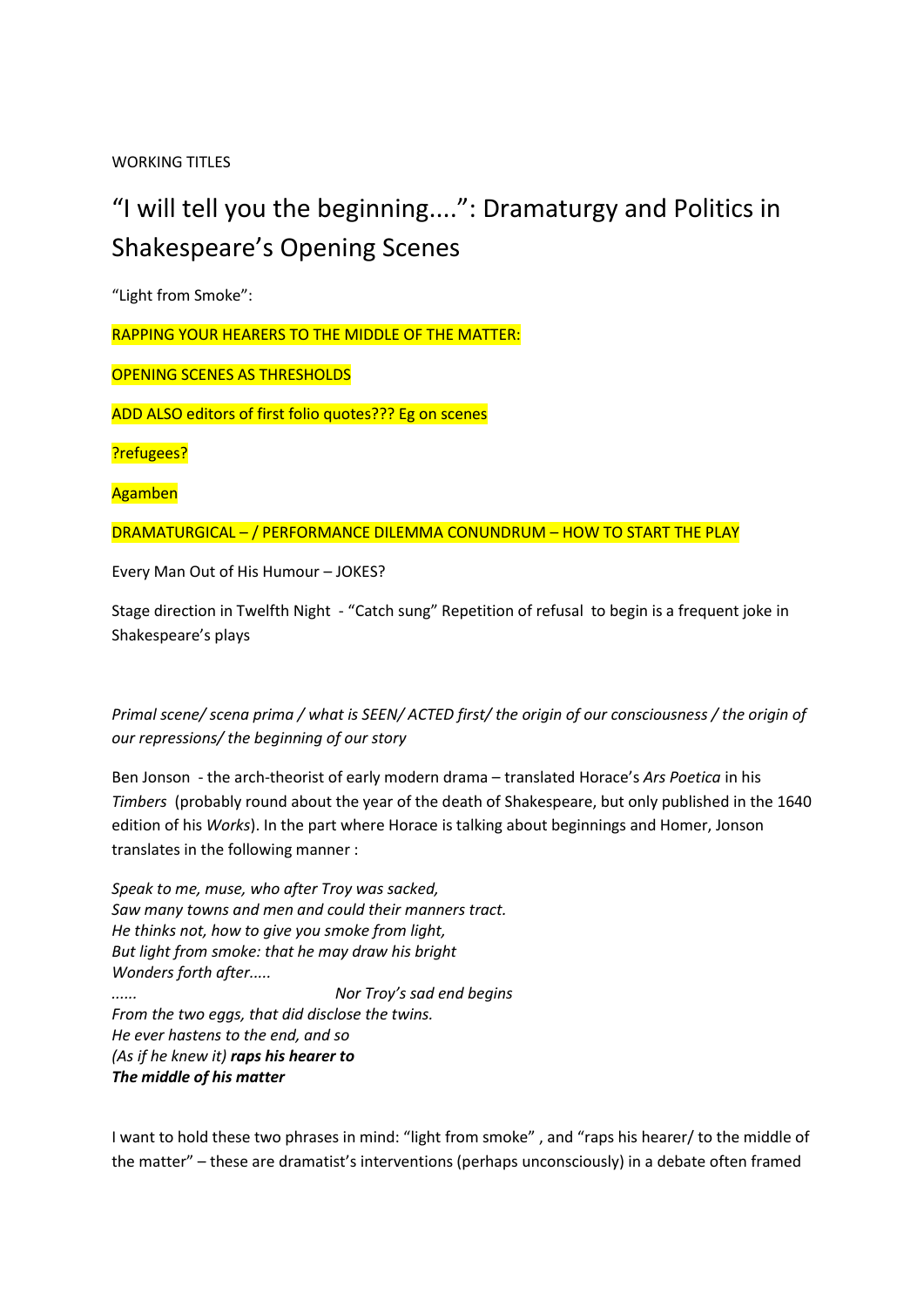WORKING TITLES

# "I will tell you the beginning....": Dramaturgy and Politics in Shakespeare's Opening Scenes

"Light from Smoke":

RAPPING YOUR HEARERS TO THE MIDDLE OF THE MATTER:

OPENING SCENES AS THRESHOLDS

ADD ALSO editors of first folio quotes??? Eg on scenes

?refugees?

Agamben

DRAMATURGICAL – / PERFORMANCE DILEMMA CONUNDRUM – HOW TO START THE PLAY

Every Man Out of His Humour – JOKES?

Stage direction in Twelfth Night - "Catch sung" Repetition of refusal to begin is a frequent joke in Shakespeare's plays

*Primal scene/ scena prima / what is SEEN/ ACTED first/ the origin of our consciousness / the origin of our repressions/ the beginning of our story*

Ben Jonson - the arch-theorist of early modern drama – translated Horace's *Ars Poetica* in his *Timbers* (probably round about the year of the death of Shakespeare, but only published in the 1640 edition of his *Works*). In the part where Horace is talking about beginnings and Homer, Jonson translates in the following manner :

*Speak to me, muse, who after Troy was sacked,*
*Saw many towns and men and could their manners tract.*
*He thinks not, how to give you smoke from light,*
*But light from smoke: that he may draw his bright*
*Wonders forth after.....*
*......                                    Nor Troy's sad end begins*
*From the two eggs, that did disclose the twins.*
*He ever hastens to the end, and so*
*(As if he knew it)* ***raps his hearer to***
***The middle of his matter***

I want to hold these two phrases in mind: "light from smoke" , and "raps his hearer/ to the middle of the matter" – these are dramatist's interventions (perhaps unconsciously) in a debate often framed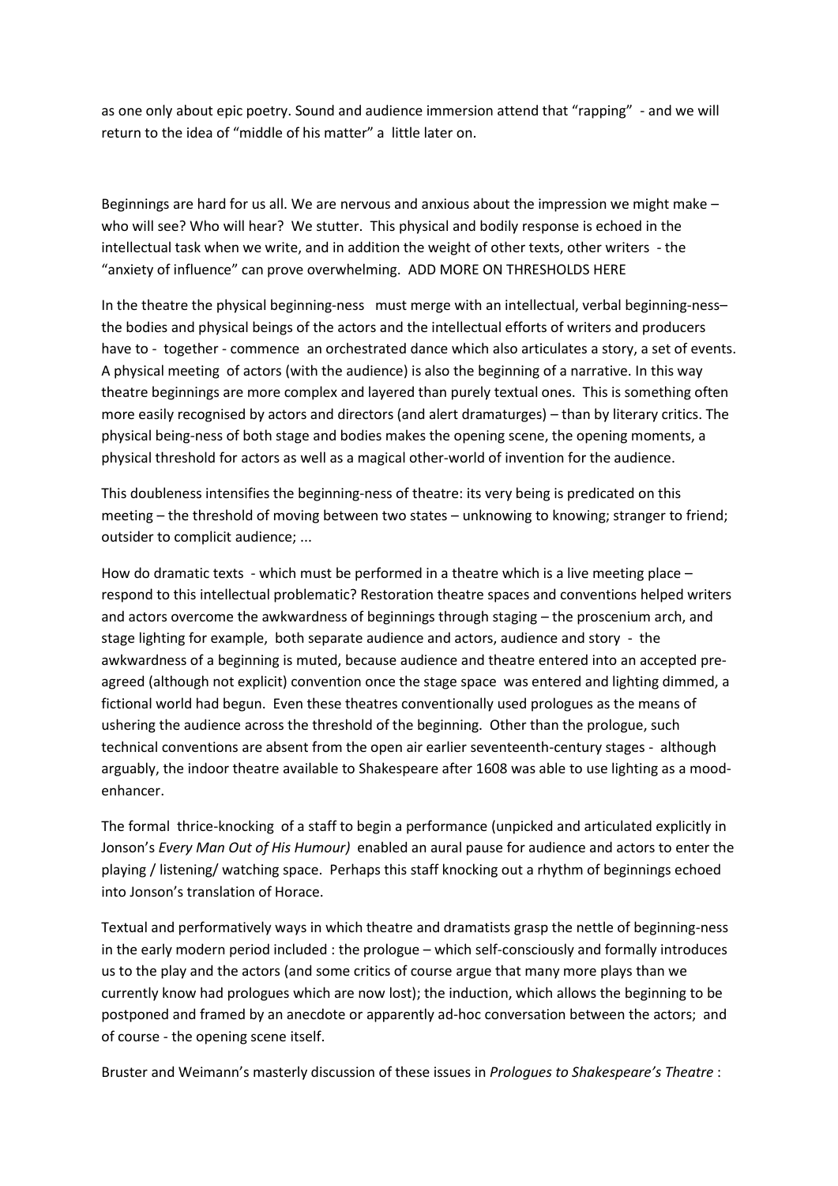as one only about epic poetry. Sound and audience immersion attend that "rapping" - and we will return to the idea of "middle of his matter" a little later on.

Beginnings are hard for us all. We are nervous and anxious about the impression we might make – who will see? Who will hear? We stutter. This physical and bodily response is echoed in the intellectual task when we write, and in addition the weight of other texts, other writers - the "anxiety of influence" can prove overwhelming. ADD MORE ON THRESHOLDS HERE

In the theatre the physical beginning-ness must merge with an intellectual, verbal beginning-ness– the bodies and physical beings of the actors and the intellectual efforts of writers and producers have to - together - commence an orchestrated dance which also articulates a story, a set of events. A physical meeting of actors (with the audience) is also the beginning of a narrative. In this way theatre beginnings are more complex and layered than purely textual ones. This is something often more easily recognised by actors and directors (and alert dramaturges) – than by literary critics. The physical being-ness of both stage and bodies makes the opening scene, the opening moments, a physical threshold for actors as well as a magical other-world of invention for the audience.

This doubleness intensifies the beginning-ness of theatre: its very being is predicated on this meeting – the threshold of moving between two states – unknowing to knowing; stranger to friend; outsider to complicit audience; ...

How do dramatic texts - which must be performed in a theatre which is a live meeting place – respond to this intellectual problematic? Restoration theatre spaces and conventions helped writers and actors overcome the awkwardness of beginnings through staging – the proscenium arch, and stage lighting for example, both separate audience and actors, audience and story - the awkwardness of a beginning is muted, because audience and theatre entered into an accepted pre-agreed (although not explicit) convention once the stage space was entered and lighting dimmed, a fictional world had begun. Even these theatres conventionally used prologues as the means of ushering the audience across the threshold of the beginning. Other than the prologue, such technical conventions are absent from the open air earlier seventeenth-century stages - although arguably, the indoor theatre available to Shakespeare after 1608 was able to use lighting as a mood-enhancer.

The formal thrice-knocking of a staff to begin a performance (unpicked and articulated explicitly in Jonson's *Every Man Out of His Humour)* enabled an aural pause for audience and actors to enter the playing / listening/ watching space. Perhaps this staff knocking out a rhythm of beginnings echoed into Jonson's translation of Horace.

Textual and performatively ways in which theatre and dramatists grasp the nettle of beginning-ness in the early modern period included : the prologue – which self-consciously and formally introduces us to the play and the actors (and some critics of course argue that many more plays than we currently know had prologues which are now lost); the induction, which allows the beginning to be postponed and framed by an anecdote or apparently ad-hoc conversation between the actors; and of course - the opening scene itself.

Bruster and Weimann's masterly discussion of these issues in *Prologues to Shakespeare's Theatre* :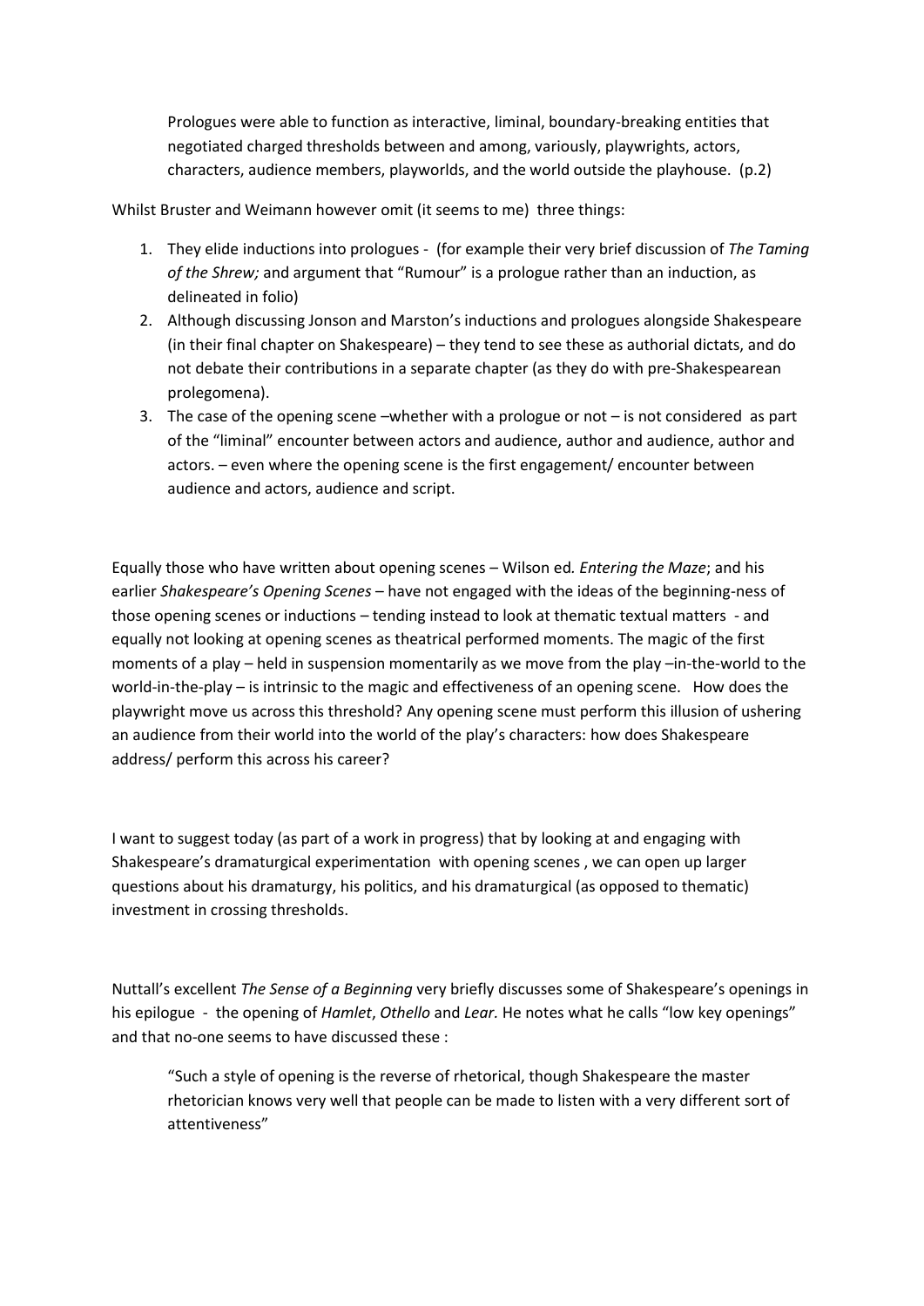> Prologues were able to function as interactive, liminal, boundary-breaking entities that negotiated charged thresholds between and among, variously, playwrights, actors, characters, audience members, playworlds, and the world outside the playhouse. (p.2)

Whilst Bruster and Weimann however omit (it seems to me) three things:

1. They elide inductions into prologues - (for example their very brief discussion of *The Taming of the Shrew;* and argument that "Rumour" is a prologue rather than an induction, as delineated in folio)
2. Although discussing Jonson and Marston's inductions and prologues alongside Shakespeare (in their final chapter on Shakespeare) – they tend to see these as authorial dictats, and do not debate their contributions in a separate chapter (as they do with pre-Shakespearean prolegomena).
3. The case of the opening scene –whether with a prologue or not – is not considered as part of the "liminal" encounter between actors and audience, author and audience, author and actors. – even where the opening scene is the first engagement/ encounter between audience and actors, audience and script.

Equally those who have written about opening scenes – Wilson ed*. Entering the Maze*; and his earlier *Shakespeare's Opening Scenes* – have not engaged with the ideas of the beginning-ness of those opening scenes or inductions – tending instead to look at thematic textual matters - and equally not looking at opening scenes as theatrical performed moments. The magic of the first moments of a play – held in suspension momentarily as we move from the play –in-the-world to the world-in-the-play – is intrinsic to the magic and effectiveness of an opening scene. How does the playwright move us across this threshold? Any opening scene must perform this illusion of ushering an audience from their world into the world of the play's characters: how does Shakespeare address/ perform this across his career?

I want to suggest today (as part of a work in progress) that by looking at and engaging with Shakespeare's dramaturgical experimentation with opening scenes , we can open up larger questions about his dramaturgy, his politics, and his dramaturgical (as opposed to thematic) investment in crossing thresholds.

Nuttall's excellent *The Sense of a Beginning* very briefly discusses some of Shakespeare's openings in his epilogue - the opening of *Hamlet*, *Othello* and *Lear.* He notes what he calls "low key openings" and that no-one seems to have discussed these :

> "Such a style of opening is the reverse of rhetorical, though Shakespeare the master rhetorician knows very well that people can be made to listen with a very different sort of attentiveness"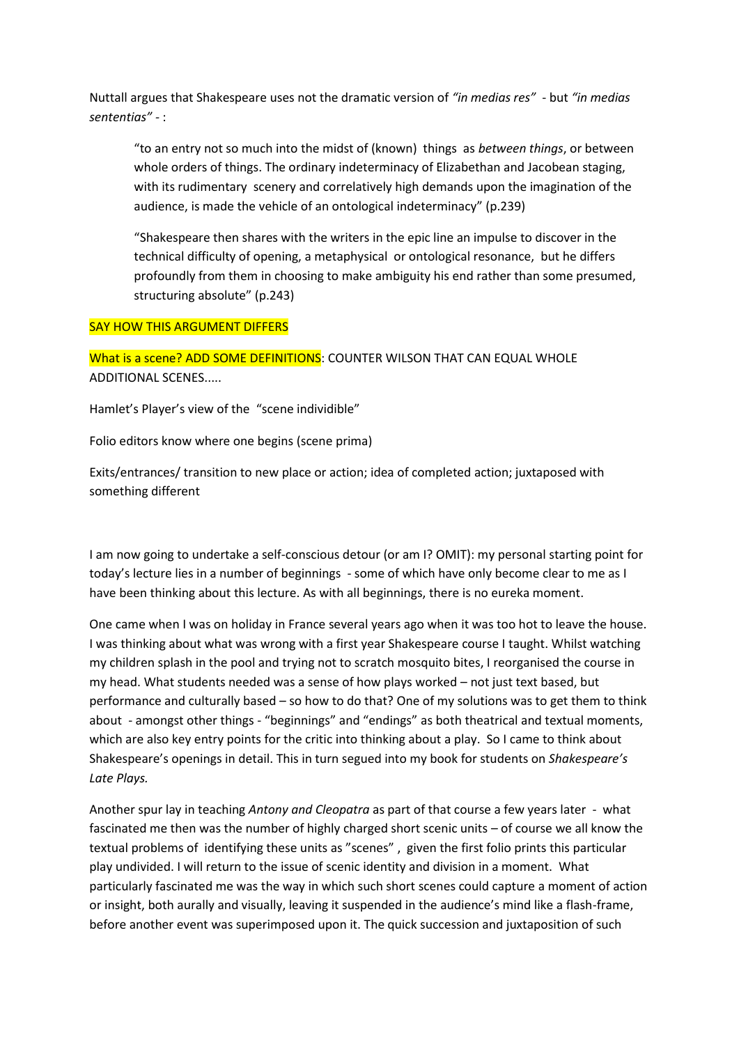Nuttall argues that Shakespeare uses not the dramatic version of *"in medias res"* - but *"in medias sententias"* - :

> "to an entry not so much into the midst of (known) things as *between things*, or between whole orders of things. The ordinary indeterminacy of Elizabethan and Jacobean staging, with its rudimentary scenery and correlatively high demands upon the imagination of the audience, is made the vehicle of an ontological indeterminacy" (p.239)

> "Shakespeare then shares with the writers in the epic line an impulse to discover in the technical difficulty of opening, a metaphysical or ontological resonance, but he differs profoundly from them in choosing to make ambiguity his end rather than some presumed, structuring absolute" (p.243)

SAY HOW THIS ARGUMENT DIFFERS

What is a scene? ADD SOME DEFINITIONS: COUNTER WILSON THAT CAN EQUAL WHOLE ADDITIONAL SCENES.....

Hamlet's Player's view of the "scene individible"

Folio editors know where one begins (scene prima)

Exits/entrances/ transition to new place or action; idea of completed action; juxtaposed with something different

I am now going to undertake a self-conscious detour (or am I? OMIT): my personal starting point for today's lecture lies in a number of beginnings - some of which have only become clear to me as I have been thinking about this lecture. As with all beginnings, there is no eureka moment.

One came when I was on holiday in France several years ago when it was too hot to leave the house. I was thinking about what was wrong with a first year Shakespeare course I taught. Whilst watching my children splash in the pool and trying not to scratch mosquito bites, I reorganised the course in my head. What students needed was a sense of how plays worked – not just text based, but performance and culturally based – so how to do that? One of my solutions was to get them to think about - amongst other things - "beginnings" and "endings" as both theatrical and textual moments, which are also key entry points for the critic into thinking about a play. So I came to think about Shakespeare's openings in detail. This in turn segued into my book for students on *Shakespeare's Late Plays.*

Another spur lay in teaching *Antony and Cleopatra* as part of that course a few years later - what fascinated me then was the number of highly charged short scenic units – of course we all know the textual problems of identifying these units as "scenes" , given the first folio prints this particular play undivided. I will return to the issue of scenic identity and division in a moment. What particularly fascinated me was the way in which such short scenes could capture a moment of action or insight, both aurally and visually, leaving it suspended in the audience's mind like a flash-frame, before another event was superimposed upon it. The quick succession and juxtaposition of such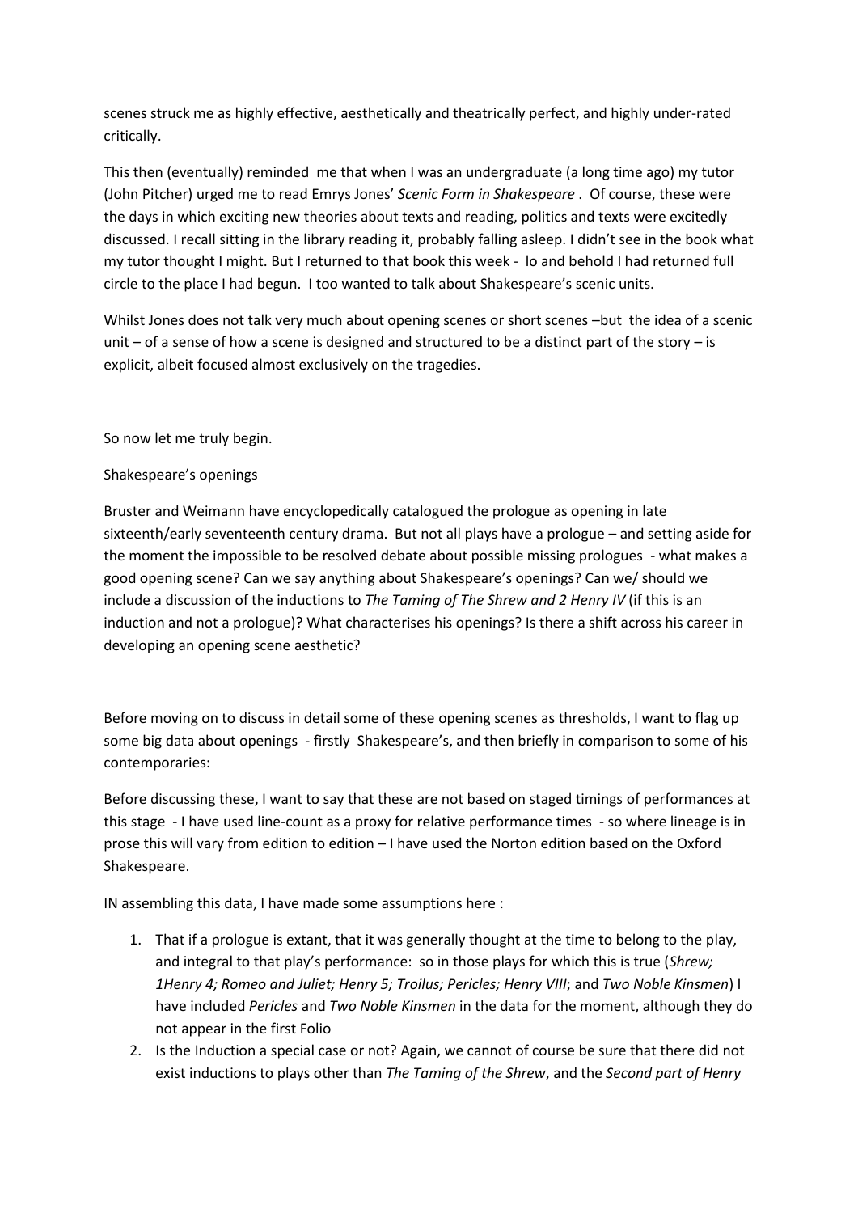scenes struck me as highly effective, aesthetically and theatrically perfect, and highly under-rated critically.

This then (eventually) reminded me that when I was an undergraduate (a long time ago) my tutor (John Pitcher) urged me to read Emrys Jones' *Scenic Form in Shakespeare* . Of course, these were the days in which exciting new theories about texts and reading, politics and texts were excitedly discussed. I recall sitting in the library reading it, probably falling asleep. I didn't see in the book what my tutor thought I might. But I returned to that book this week - lo and behold I had returned full circle to the place I had begun. I too wanted to talk about Shakespeare's scenic units.

Whilst Jones does not talk very much about opening scenes or short scenes –but the idea of a scenic unit – of a sense of how a scene is designed and structured to be a distinct part of the story – is explicit, albeit focused almost exclusively on the tragedies.

So now let me truly begin.

Shakespeare's openings

Bruster and Weimann have encyclopedically catalogued the prologue as opening in late sixteenth/early seventeenth century drama. But not all plays have a prologue – and setting aside for the moment the impossible to be resolved debate about possible missing prologues - what makes a good opening scene? Can we say anything about Shakespeare's openings? Can we/ should we include a discussion of the inductions to *The Taming of The Shrew and 2 Henry IV* (if this is an induction and not a prologue)? What characterises his openings? Is there a shift across his career in developing an opening scene aesthetic?

Before moving on to discuss in detail some of these opening scenes as thresholds, I want to flag up some big data about openings - firstly Shakespeare's, and then briefly in comparison to some of his contemporaries:

Before discussing these, I want to say that these are not based on staged timings of performances at this stage - I have used line-count as a proxy for relative performance times - so where lineage is in prose this will vary from edition to edition – I have used the Norton edition based on the Oxford Shakespeare.

IN assembling this data, I have made some assumptions here :

1. That if a prologue is extant, that it was generally thought at the time to belong to the play, and integral to that play's performance: so in those plays for which this is true (*Shrew; 1Henry 4; Romeo and Juliet; Henry 5; Troilus; Pericles; Henry VIII*; and *Two Noble Kinsmen*) I have included *Pericles* and *Two Noble Kinsmen* in the data for the moment, although they do not appear in the first Folio
2. Is the Induction a special case or not? Again, we cannot of course be sure that there did not exist inductions to plays other than *The Taming of the Shrew*, and the *Second part of Henry*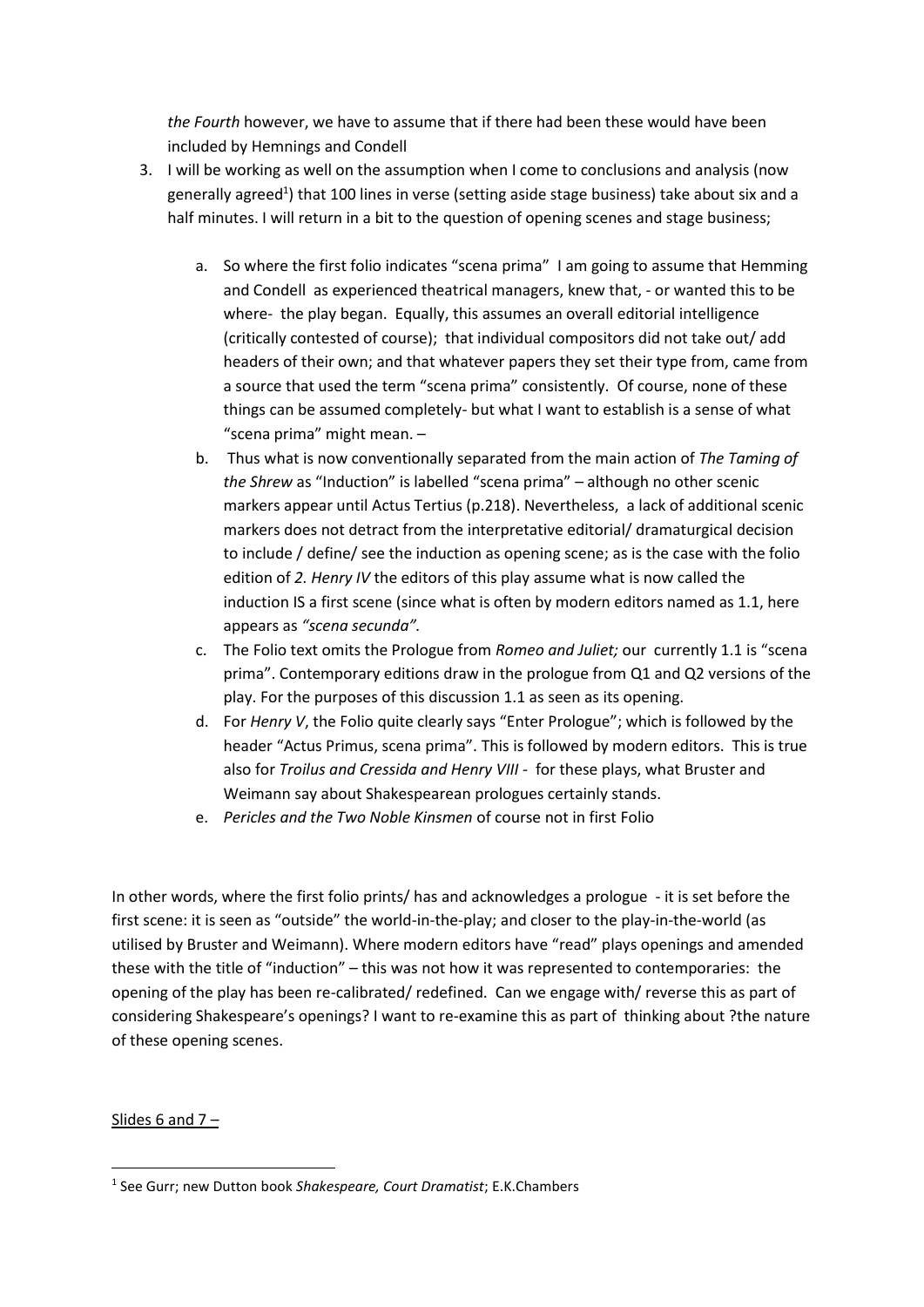*the Fourth* however, we have to assume that if there had been these would have been included by Hemnings and Condell

3. I will be working as well on the assumption when I come to conclusions and analysis (now generally agreed[1]) that 100 lines in verse (setting aside stage business) take about six and a half minutes. I will return in a bit to the question of opening scenes and stage business;

   a. So where the first folio indicates "scena prima" I am going to assume that Hemming and Condell as experienced theatrical managers, knew that, - or wanted this to be where- the play began. Equally, this assumes an overall editorial intelligence (critically contested of course); that individual compositors did not take out/ add headers of their own; and that whatever papers they set their type from, came from a source that used the term "scena prima" consistently. Of course, none of these things can be assumed completely- but what I want to establish is a sense of what "scena prima" might mean. –
   b. Thus what is now conventionally separated from the main action of *The Taming of the Shrew* as "Induction" is labelled "scena prima" – although no other scenic markers appear until Actus Tertius (p.218). Nevertheless, a lack of additional scenic markers does not detract from the interpretative editorial/ dramaturgical decision to include / define/ see the induction as opening scene; as is the case with the folio edition of *2. Henry IV* the editors of this play assume what is now called the induction IS a first scene (since what is often by modern editors named as 1.1, here appears as *"scena secunda"*.
   c. The Folio text omits the Prologue from *Romeo and Juliet;* our currently 1.1 is "scena prima". Contemporary editions draw in the prologue from Q1 and Q2 versions of the play. For the purposes of this discussion 1.1 as seen as its opening.
   d. For *Henry V*, the Folio quite clearly says "Enter Prologue"; which is followed by the header "Actus Primus, scena prima". This is followed by modern editors. This is true also for *Troilus and Cressida and Henry VIII* - for these plays, what Bruster and Weimann say about Shakespearean prologues certainly stands.
   e. *Pericles and the Two Noble Kinsmen* of course not in first Folio

In other words, where the first folio prints/ has and acknowledges a prologue - it is set before the first scene: it is seen as "outside" the world-in-the-play; and closer to the play-in-the-world (as utilised by Bruster and Weimann). Where modern editors have "read" plays openings and amended these with the title of "induction" – this was not how it was represented to contemporaries: the opening of the play has been re-calibrated/ redefined. Can we engage with/ reverse this as part of considering Shakespeare's openings? I want to re-examine this as part of thinking about ?the nature of these opening scenes.

<u>Slides 6 and 7 –</u>

[1] See Gurr; new Dutton book *Shakespeare, Court Dramatist*; E.K.Chambers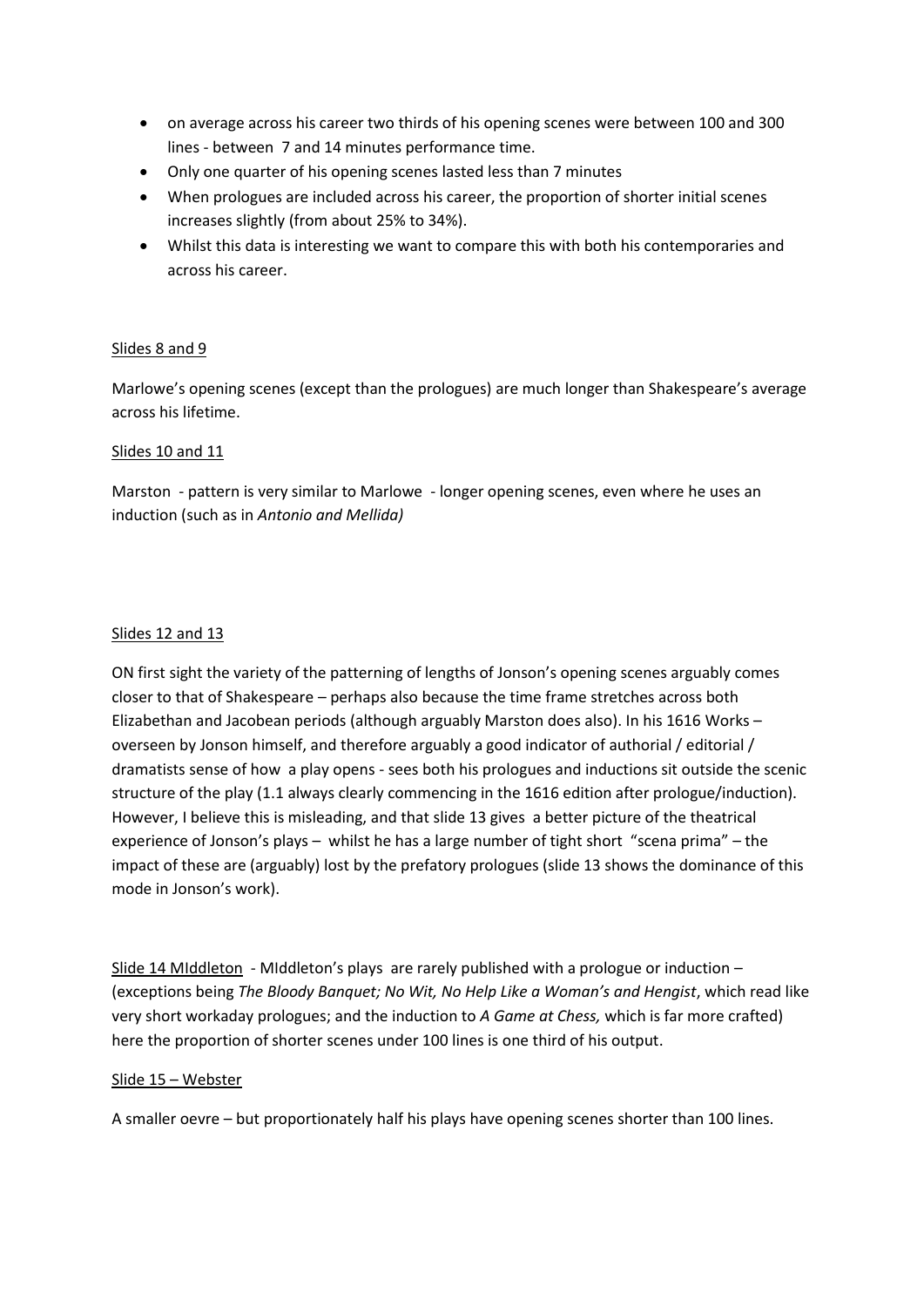- on average across his career two thirds of his opening scenes were between 100 and 300 lines - between 7 and 14 minutes performance time.
- Only one quarter of his opening scenes lasted less than 7 minutes
- When prologues are included across his career, the proportion of shorter initial scenes increases slightly (from about 25% to 34%).
- Whilst this data is interesting we want to compare this with both his contemporaries and across his career.

Slides 8 and 9

Marlowe's opening scenes (except than the prologues) are much longer than Shakespeare's average across his lifetime.

Slides 10 and 11

Marston - pattern is very similar to Marlowe - longer opening scenes, even where he uses an induction (such as in *Antonio and Mellida)*

Slides 12 and 13

ON first sight the variety of the patterning of lengths of Jonson's opening scenes arguably comes closer to that of Shakespeare – perhaps also because the time frame stretches across both Elizabethan and Jacobean periods (although arguably Marston does also). In his 1616 Works – overseen by Jonson himself, and therefore arguably a good indicator of authorial / editorial / dramatists sense of how a play opens - sees both his prologues and inductions sit outside the scenic structure of the play (1.1 always clearly commencing in the 1616 edition after prologue/induction). However, I believe this is misleading, and that slide 13 gives a better picture of the theatrical experience of Jonson's plays – whilst he has a large number of tight short "scena prima" – the impact of these are (arguably) lost by the prefatory prologues (slide 13 shows the dominance of this mode in Jonson's work).

Slide 14 MIddleton - MIddleton's plays are rarely published with a prologue or induction – (exceptions being *The Bloody Banquet; No Wit, No Help Like a Woman's and Hengist*, which read like very short workaday prologues; and the induction to *A Game at Chess,* which is far more crafted) here the proportion of shorter scenes under 100 lines is one third of his output.

Slide 15 – Webster

A smaller oevre – but proportionately half his plays have opening scenes shorter than 100 lines.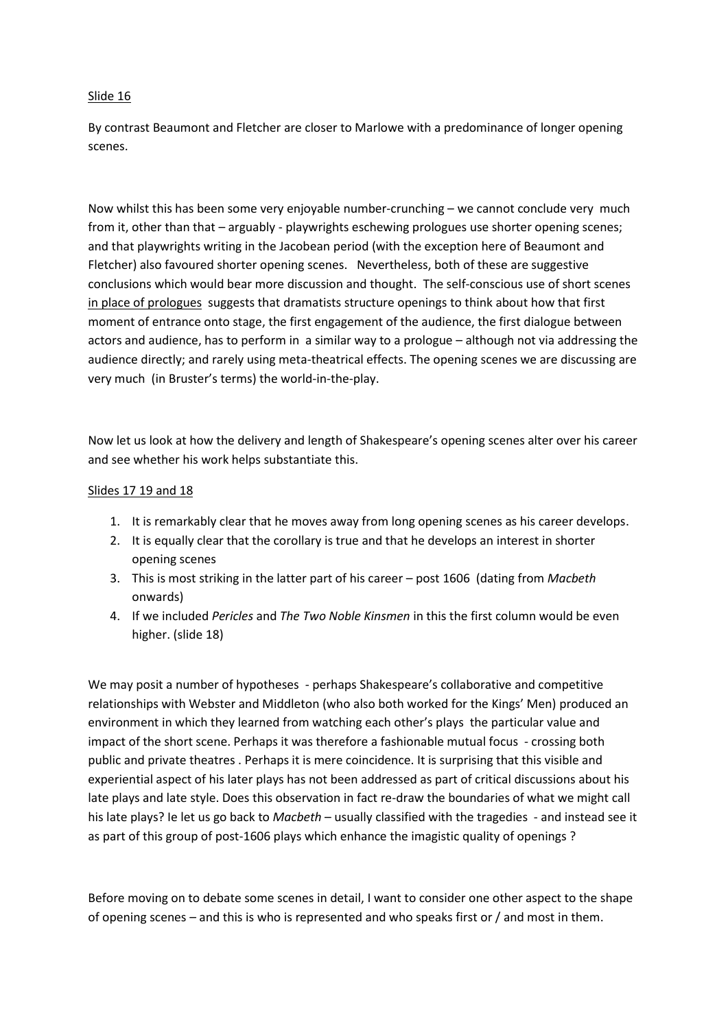Slide 16

By contrast Beaumont and Fletcher are closer to Marlowe with a predominance of longer opening scenes.

Now whilst this has been some very enjoyable number-crunching – we cannot conclude very much from it, other than that – arguably - playwrights eschewing prologues use shorter opening scenes; and that playwrights writing in the Jacobean period (with the exception here of Beaumont and Fletcher) also favoured shorter opening scenes. Nevertheless, both of these are suggestive conclusions which would bear more discussion and thought. The self-conscious use of short scenes in place of prologues suggests that dramatists structure openings to think about how that first moment of entrance onto stage, the first engagement of the audience, the first dialogue between actors and audience, has to perform in a similar way to a prologue – although not via addressing the audience directly; and rarely using meta-theatrical effects. The opening scenes we are discussing are very much (in Bruster's terms) the world-in-the-play.

Now let us look at how the delivery and length of Shakespeare's opening scenes alter over his career and see whether his work helps substantiate this.

Slides 17 19 and 18

1. It is remarkably clear that he moves away from long opening scenes as his career develops.
2. It is equally clear that the corollary is true and that he develops an interest in shorter opening scenes
3. This is most striking in the latter part of his career – post 1606 (dating from *Macbeth* onwards)
4. If we included *Pericles* and *The Two Noble Kinsmen* in this the first column would be even higher. (slide 18)

We may posit a number of hypotheses - perhaps Shakespeare's collaborative and competitive relationships with Webster and Middleton (who also both worked for the Kings' Men) produced an environment in which they learned from watching each other's plays the particular value and impact of the short scene. Perhaps it was therefore a fashionable mutual focus - crossing both public and private theatres . Perhaps it is mere coincidence. It is surprising that this visible and experiential aspect of his later plays has not been addressed as part of critical discussions about his late plays and late style. Does this observation in fact re-draw the boundaries of what we might call his late plays? Ie let us go back to *Macbeth* – usually classified with the tragedies - and instead see it as part of this group of post-1606 plays which enhance the imagistic quality of openings ?

Before moving on to debate some scenes in detail, I want to consider one other aspect to the shape of opening scenes – and this is who is represented and who speaks first or / and most in them.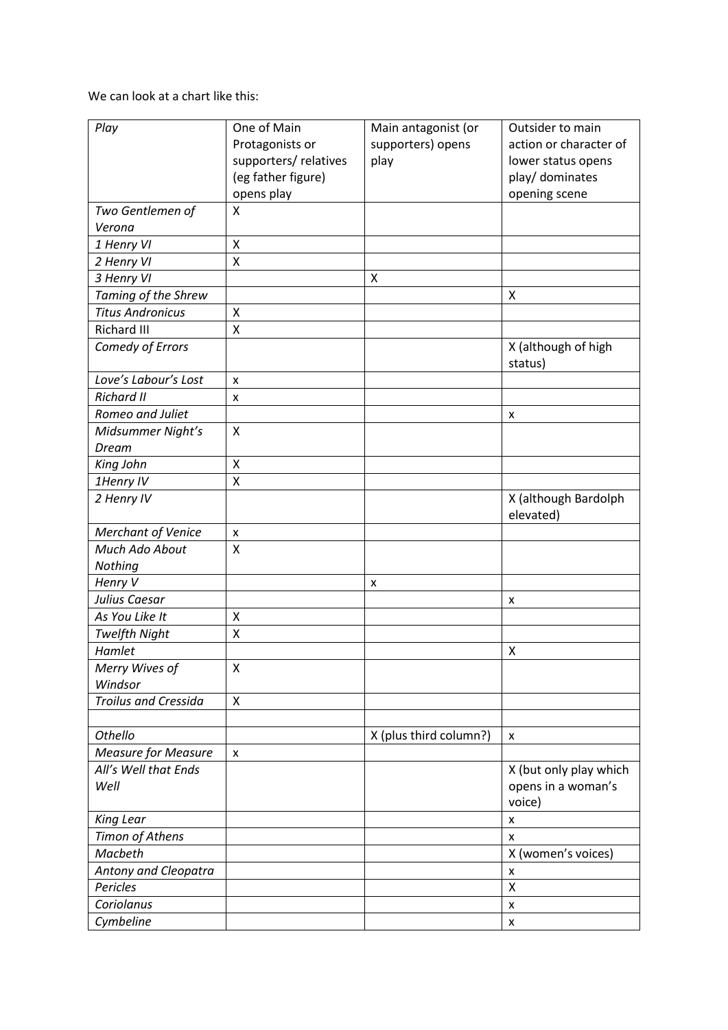We can look at a chart like this:

| *Play* | One of Main Protagonists or supporters/ relatives (eg father figure) opens play | Main antagonist (or supporters) opens play | Outsider to main action or character of lower status opens play/ dominates opening scene |
|---|---|---|---|
| *Two Gentlemen of Verona* | X | | |
| *1 Henry VI* | X | | |
| *2 Henry VI* | X | | |
| *3 Henry VI* | | X | |
| *Taming of the Shrew* | | | X |
| *Titus Andronicus* | X | | |
| Richard III | X | | |
| *Comedy of Errors* | | | X (although of high status) |
| *Love's Labour's Lost* | x | | |
| *Richard II* | x | | |
| *Romeo and Juliet* | | | x |
| *Midsummer Night's Dream* | X | | |
| *King John* | X | | |
| *1Henry IV* | X | | |
| *2 Henry IV* | | | X (although Bardolph elevated) |
| *Merchant of Venice* | x | | |
| *Much Ado About Nothing* | X | | |
| *Henry V* | | x | |
| *Julius Caesar* | | | x |
| *As You Like It* | X | | |
| *Twelfth Night* | X | | |
| *Hamlet* | | | X |
| *Merry Wives of Windsor* | X | | |
| *Troilus and Cressida* | X | | |
| | | | |
| *Othello* | | X (plus third column?) | x |
| *Measure for Measure* | x | | |
| *All's Well that Ends Well* | | | X (but only play which opens in a woman's voice) |
| *King Lear* | | | x |
| *Timon of Athens* | | | x |
| *Macbeth* | | | X (women's voices) |
| *Antony and Cleopatra* | | | x |
| *Pericles* | | | X |
| *Coriolanus* | | | x |
| *Cymbeline* | | | x |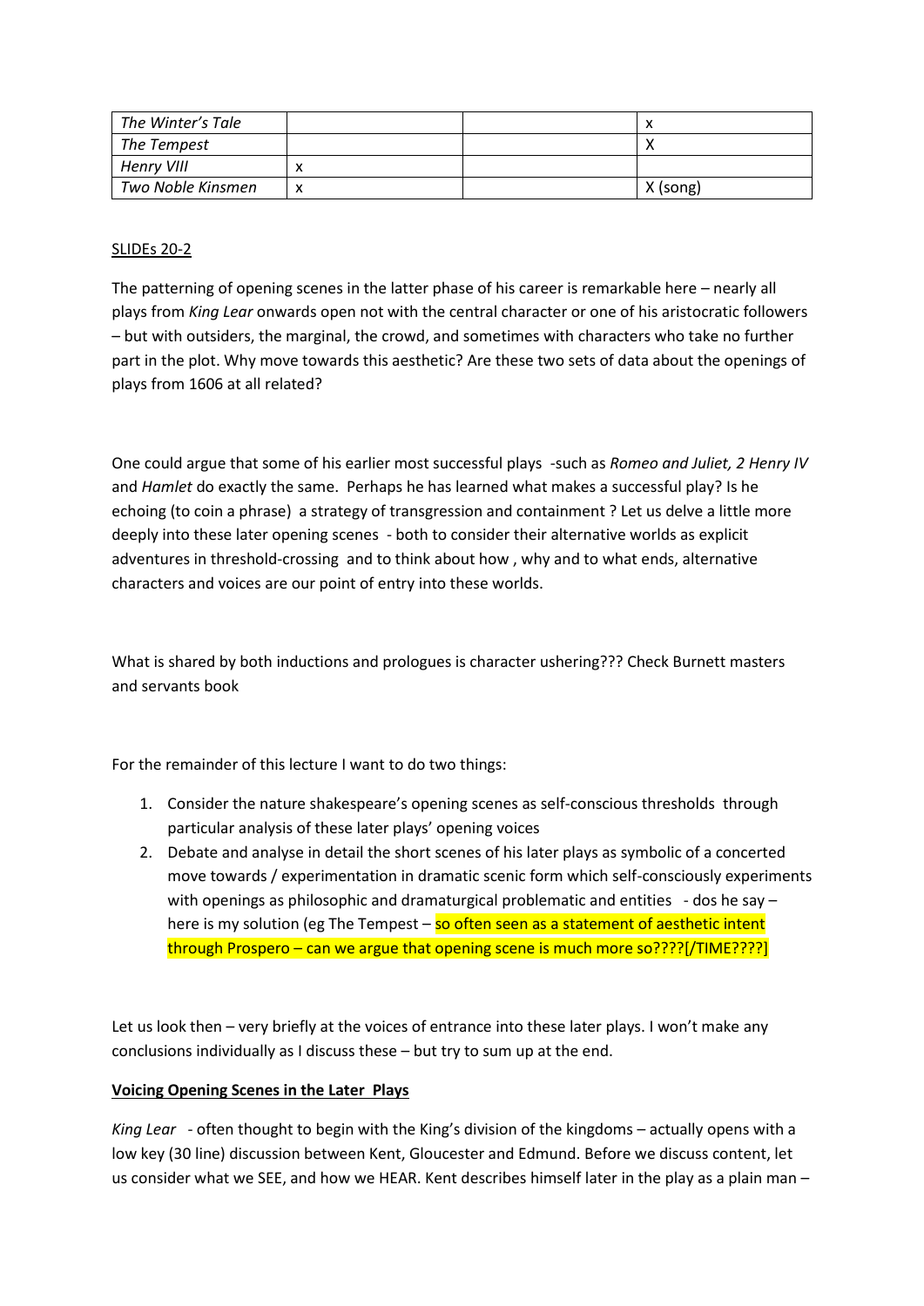| | | | |
|---|---|---|---|
| *The Winter's Tale* | | | x |
| *The Tempest* | | | X |
| *Henry VIII* | x | | |
| *Two Noble Kinsmen* | x | | X (song) |

SLIDEs 20-2

The patterning of opening scenes in the latter phase of his career is remarkable here – nearly all plays from *King Lear* onwards open not with the central character or one of his aristocratic followers – but with outsiders, the marginal, the crowd, and sometimes with characters who take no further part in the plot. Why move towards this aesthetic? Are these two sets of data about the openings of plays from 1606 at all related?

One could argue that some of his earlier most successful plays -such as *Romeo and Juliet, 2 Henry IV* and *Hamlet* do exactly the same. Perhaps he has learned what makes a successful play? Is he echoing (to coin a phrase) a strategy of transgression and containment ? Let us delve a little more deeply into these later opening scenes - both to consider their alternative worlds as explicit adventures in threshold-crossing and to think about how , why and to what ends, alternative characters and voices are our point of entry into these worlds.

What is shared by both inductions and prologues is character ushering??? Check Burnett masters and servants book

For the remainder of this lecture I want to do two things:

1. Consider the nature shakespeare's opening scenes as self-conscious thresholds through particular analysis of these later plays' opening voices
2. Debate and analyse in detail the short scenes of his later plays as symbolic of a concerted move towards / experimentation in dramatic scenic form which self-consciously experiments with openings as philosophic and dramaturgical problematic and entities - dos he say – here is my solution (eg The Tempest – so often seen as a statement of aesthetic intent through Prospero – can we argue that opening scene is much more so????[/TIME????]

Let us look then – very briefly at the voices of entrance into these later plays. I won't make any conclusions individually as I discuss these – but try to sum up at the end.

**Voicing Opening Scenes in the Later Plays**

*King Lear* - often thought to begin with the King's division of the kingdoms – actually opens with a low key (30 line) discussion between Kent, Gloucester and Edmund. Before we discuss content, let us consider what we SEE, and how we HEAR. Kent describes himself later in the play as a plain man –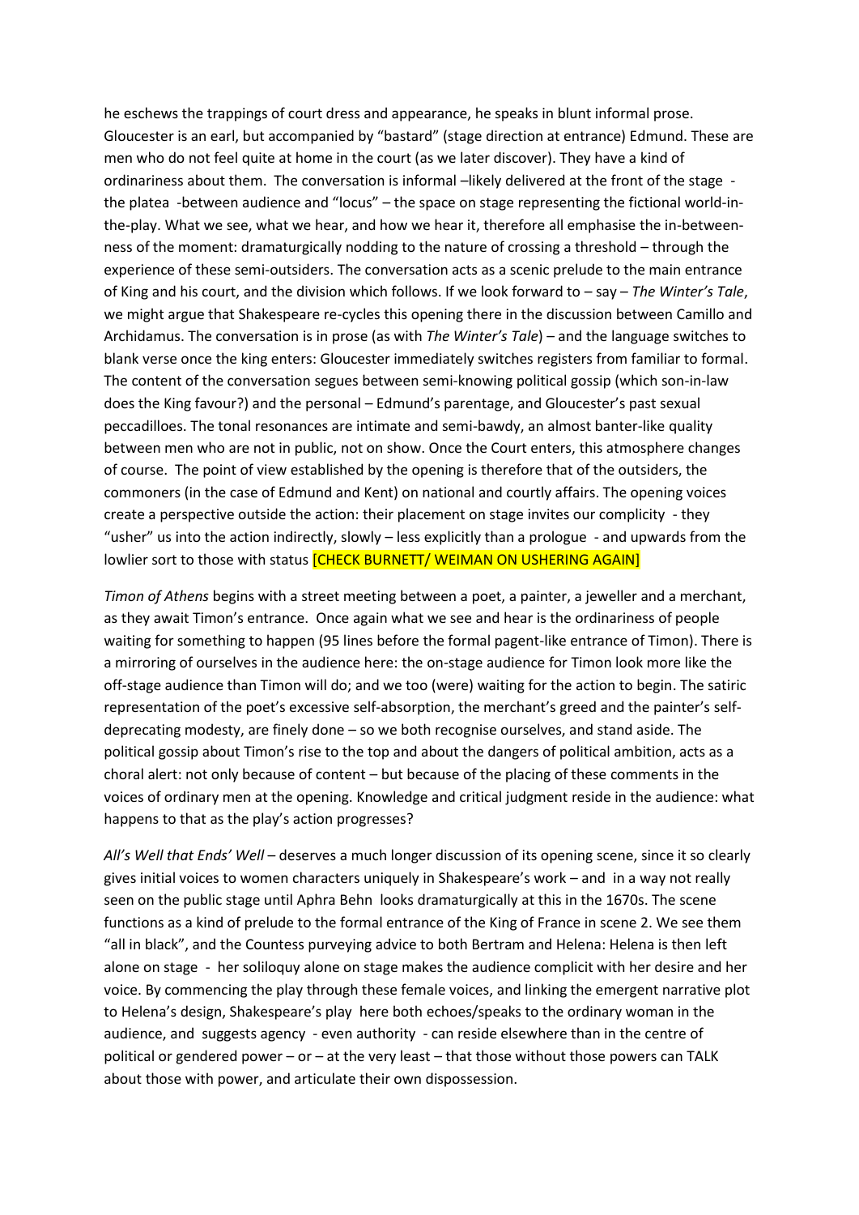he eschews the trappings of court dress and appearance, he speaks in blunt informal prose. Gloucester is an earl, but accompanied by "bastard" (stage direction at entrance) Edmund. These are men who do not feel quite at home in the court (as we later discover). They have a kind of ordinariness about them. The conversation is informal –likely delivered at the front of the stage - the platea -between audience and "locus" – the space on stage representing the fictional world-in-the-play. What we see, what we hear, and how we hear it, therefore all emphasise the in-between-ness of the moment: dramaturgically nodding to the nature of crossing a threshold – through the experience of these semi-outsiders. The conversation acts as a scenic prelude to the main entrance of King and his court, and the division which follows. If we look forward to – say – *The Winter's Tale*, we might argue that Shakespeare re-cycles this opening there in the discussion between Camillo and Archidamus. The conversation is in prose (as with *The Winter's Tale*) – and the language switches to blank verse once the king enters: Gloucester immediately switches registers from familiar to formal. The content of the conversation segues between semi-knowing political gossip (which son-in-law does the King favour?) and the personal – Edmund's parentage, and Gloucester's past sexual peccadilloes. The tonal resonances are intimate and semi-bawdy, an almost banter-like quality between men who are not in public, not on show. Once the Court enters, this atmosphere changes of course. The point of view established by the opening is therefore that of the outsiders, the commoners (in the case of Edmund and Kent) on national and courtly affairs. The opening voices create a perspective outside the action: their placement on stage invites our complicity - they "usher" us into the action indirectly, slowly – less explicitly than a prologue - and upwards from the lowlier sort to those with status [CHECK BURNETT/ WEIMAN ON USHERING AGAIN]

*Timon of Athens* begins with a street meeting between a poet, a painter, a jeweller and a merchant, as they await Timon's entrance. Once again what we see and hear is the ordinariness of people waiting for something to happen (95 lines before the formal pagent-like entrance of Timon). There is a mirroring of ourselves in the audience here: the on-stage audience for Timon look more like the off-stage audience than Timon will do; and we too (were) waiting for the action to begin. The satiric representation of the poet's excessive self-absorption, the merchant's greed and the painter's self-deprecating modesty, are finely done – so we both recognise ourselves, and stand aside. The political gossip about Timon's rise to the top and about the dangers of political ambition, acts as a choral alert: not only because of content – but because of the placing of these comments in the voices of ordinary men at the opening. Knowledge and critical judgment reside in the audience: what happens to that as the play's action progresses?

*All's Well that Ends' Well* – deserves a much longer discussion of its opening scene, since it so clearly gives initial voices to women characters uniquely in Shakespeare's work – and in a way not really seen on the public stage until Aphra Behn looks dramaturgically at this in the 1670s. The scene functions as a kind of prelude to the formal entrance of the King of France in scene 2. We see them "all in black", and the Countess purveying advice to both Bertram and Helena: Helena is then left alone on stage - her soliloquy alone on stage makes the audience complicit with her desire and her voice. By commencing the play through these female voices, and linking the emergent narrative plot to Helena's design, Shakespeare's play here both echoes/speaks to the ordinary woman in the audience, and suggests agency - even authority - can reside elsewhere than in the centre of political or gendered power – or – at the very least – that those without those powers can TALK about those with power, and articulate their own dispossession.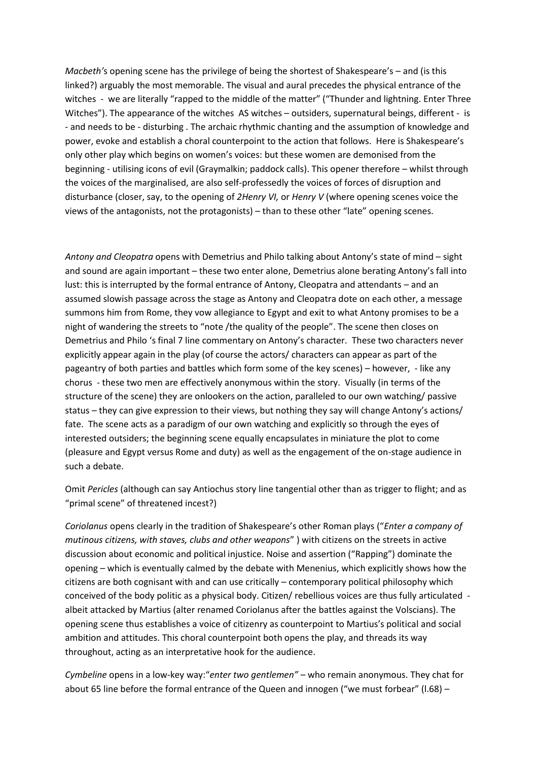*Macbeth'*s opening scene has the privilege of being the shortest of Shakespeare's – and (is this linked?) arguably the most memorable. The visual and aural precedes the physical entrance of the witches - we are literally "rapped to the middle of the matter" ("Thunder and lightning. Enter Three Witches"). The appearance of the witches AS witches – outsiders, supernatural beings, different - is - and needs to be - disturbing . The archaic rhythmic chanting and the assumption of knowledge and power, evoke and establish a choral counterpoint to the action that follows. Here is Shakespeare's only other play which begins on women's voices: but these women are demonised from the beginning - utilising icons of evil (Graymalkin; paddock calls). This opener therefore – whilst through the voices of the marginalised, are also self-professedly the voices of forces of disruption and disturbance (closer, say, to the opening of *2Henry VI,* or *Henry V* (where opening scenes voice the views of the antagonists, not the protagonists) – than to these other "late" opening scenes.

*Antony and Cleopatra* opens with Demetrius and Philo talking about Antony's state of mind – sight and sound are again important – these two enter alone, Demetrius alone berating Antony's fall into lust: this is interrupted by the formal entrance of Antony, Cleopatra and attendants – and an assumed slowish passage across the stage as Antony and Cleopatra dote on each other, a message summons him from Rome, they vow allegiance to Egypt and exit to what Antony promises to be a night of wandering the streets to "note /the quality of the people". The scene then closes on Demetrius and Philo 's final 7 line commentary on Antony's character. These two characters never explicitly appear again in the play (of course the actors/ characters can appear as part of the pageantry of both parties and battles which form some of the key scenes) – however, - like any chorus - these two men are effectively anonymous within the story. Visually (in terms of the structure of the scene) they are onlookers on the action, paralleled to our own watching/ passive status – they can give expression to their views, but nothing they say will change Antony's actions/ fate. The scene acts as a paradigm of our own watching and explicitly so through the eyes of interested outsiders; the beginning scene equally encapsulates in miniature the plot to come (pleasure and Egypt versus Rome and duty) as well as the engagement of the on-stage audience in such a debate.

Omit *Pericles* (although can say Antiochus story line tangential other than as trigger to flight; and as "primal scene" of threatened incest?)

*Coriolanus* opens clearly in the tradition of Shakespeare's other Roman plays ("*Enter a company of mutinous citizens, with staves, clubs and other weapons*" ) with citizens on the streets in active discussion about economic and political injustice. Noise and assertion ("Rapping") dominate the opening – which is eventually calmed by the debate with Menenius, which explicitly shows how the citizens are both cognisant with and can use critically – contemporary political philosophy which conceived of the body politic as a physical body. Citizen/ rebellious voices are thus fully articulated - albeit attacked by Martius (alter renamed Coriolanus after the battles against the Volscians). The opening scene thus establishes a voice of citizenry as counterpoint to Martius's political and social ambition and attitudes. This choral counterpoint both opens the play, and threads its way throughout, acting as an interpretative hook for the audience.

*Cymbeline* opens in a low-key way:"*enter two gentlemen"* – who remain anonymous. They chat for about 65 line before the formal entrance of the Queen and innogen ("we must forbear" (l.68) –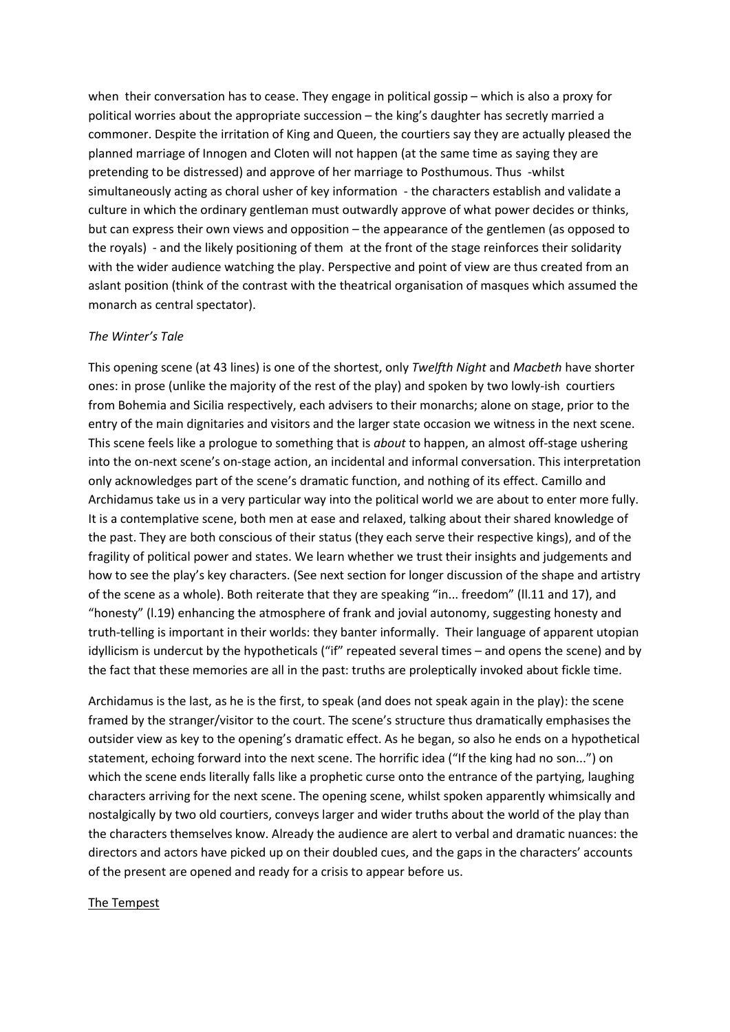when their conversation has to cease. They engage in political gossip – which is also a proxy for political worries about the appropriate succession – the king's daughter has secretly married a commoner. Despite the irritation of King and Queen, the courtiers say they are actually pleased the planned marriage of Innogen and Cloten will not happen (at the same time as saying they are pretending to be distressed) and approve of her marriage to Posthumous. Thus -whilst simultaneously acting as choral usher of key information - the characters establish and validate a culture in which the ordinary gentleman must outwardly approve of what power decides or thinks, but can express their own views and opposition – the appearance of the gentlemen (as opposed to the royals) - and the likely positioning of them at the front of the stage reinforces their solidarity with the wider audience watching the play. Perspective and point of view are thus created from an aslant position (think of the contrast with the theatrical organisation of masques which assumed the monarch as central spectator).

*The Winter's Tale*

This opening scene (at 43 lines) is one of the shortest, only *Twelfth Night* and *Macbeth* have shorter ones: in prose (unlike the majority of the rest of the play) and spoken by two lowly-ish courtiers from Bohemia and Sicilia respectively, each advisers to their monarchs; alone on stage, prior to the entry of the main dignitaries and visitors and the larger state occasion we witness in the next scene. This scene feels like a prologue to something that is *about* to happen, an almost off-stage ushering into the on-next scene's on-stage action, an incidental and informal conversation. This interpretation only acknowledges part of the scene's dramatic function, and nothing of its effect. Camillo and Archidamus take us in a very particular way into the political world we are about to enter more fully. It is a contemplative scene, both men at ease and relaxed, talking about their shared knowledge of the past. They are both conscious of their status (they each serve their respective kings), and of the fragility of political power and states. We learn whether we trust their insights and judgements and how to see the play's key characters. (See next section for longer discussion of the shape and artistry of the scene as a whole). Both reiterate that they are speaking "in... freedom" (ll.11 and 17), and "honesty" (l.19) enhancing the atmosphere of frank and jovial autonomy, suggesting honesty and truth-telling is important in their worlds: they banter informally. Their language of apparent utopian idyllicism is undercut by the hypotheticals ("if" repeated several times – and opens the scene) and by the fact that these memories are all in the past: truths are proleptically invoked about fickle time.

Archidamus is the last, as he is the first, to speak (and does not speak again in the play): the scene framed by the stranger/visitor to the court. The scene's structure thus dramatically emphasises the outsider view as key to the opening's dramatic effect. As he began, so also he ends on a hypothetical statement, echoing forward into the next scene. The horrific idea ("If the king had no son...") on which the scene ends literally falls like a prophetic curse onto the entrance of the partying, laughing characters arriving for the next scene. The opening scene, whilst spoken apparently whimsically and nostalgically by two old courtiers, conveys larger and wider truths about the world of the play than the characters themselves know. Already the audience are alert to verbal and dramatic nuances: the directors and actors have picked up on their doubled cues, and the gaps in the characters' accounts of the present are opened and ready for a crisis to appear before us.

<u>The Tempest</u>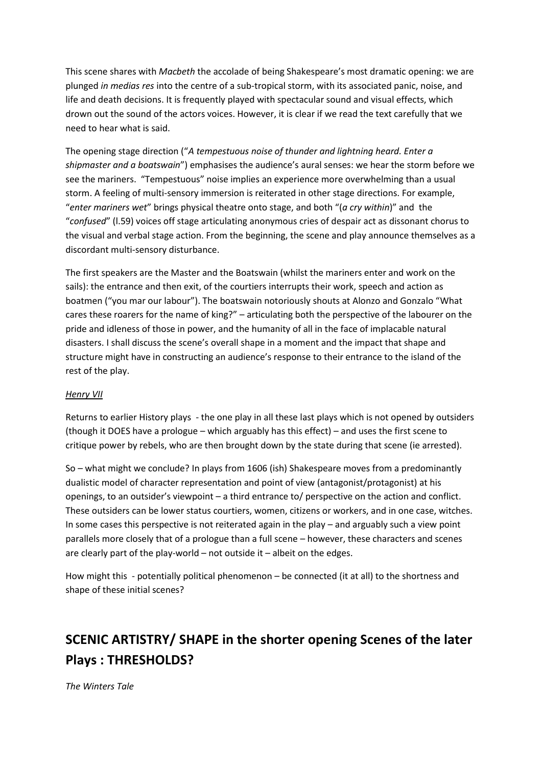This scene shares with *Macbeth* the accolade of being Shakespeare's most dramatic opening: we are plunged *in medias res* into the centre of a sub-tropical storm, with its associated panic, noise, and life and death decisions. It is frequently played with spectacular sound and visual effects, which drown out the sound of the actors voices. However, it is clear if we read the text carefully that we need to hear what is said.

The opening stage direction ("*A tempestuous noise of thunder and lightning heard. Enter a shipmaster and a boatswain*") emphasises the audience's aural senses: we hear the storm before we see the mariners. "Tempestuous" noise implies an experience more overwhelming than a usual storm. A feeling of multi-sensory immersion is reiterated in other stage directions. For example, "*enter mariners wet*" brings physical theatre onto stage, and both "(*a cry within*)" and the "*confused*" (l.59) voices off stage articulating anonymous cries of despair act as dissonant chorus to the visual and verbal stage action. From the beginning, the scene and play announce themselves as a discordant multi-sensory disturbance.

The first speakers are the Master and the Boatswain (whilst the mariners enter and work on the sails): the entrance and then exit, of the courtiers interrupts their work, speech and action as boatmen ("you mar our labour"). The boatswain notoriously shouts at Alonzo and Gonzalo "What cares these roarers for the name of king?" – articulating both the perspective of the labourer on the pride and idleness of those in power, and the humanity of all in the face of implacable natural disasters. I shall discuss the scene's overall shape in a moment and the impact that shape and structure might have in constructing an audience's response to their entrance to the island of the rest of the play.

<u>*Henry VII*</u>

Returns to earlier History plays - the one play in all these last plays which is not opened by outsiders (though it DOES have a prologue – which arguably has this effect) – and uses the first scene to critique power by rebels, who are then brought down by the state during that scene (ie arrested).

So – what might we conclude? In plays from 1606 (ish) Shakespeare moves from a predominantly dualistic model of character representation and point of view (antagonist/protagonist) at his openings, to an outsider's viewpoint – a third entrance to/ perspective on the action and conflict. These outsiders can be lower status courtiers, women, citizens or workers, and in one case, witches. In some cases this perspective is not reiterated again in the play – and arguably such a view point parallels more closely that of a prologue than a full scene – however, these characters and scenes are clearly part of the play-world – not outside it – albeit on the edges.

How might this - potentially political phenomenon – be connected (it at all) to the shortness and shape of these initial scenes?

## SCENIC ARTISTRY/ SHAPE in the shorter opening Scenes of the later Plays : THRESHOLDS?

*The Winters Tale*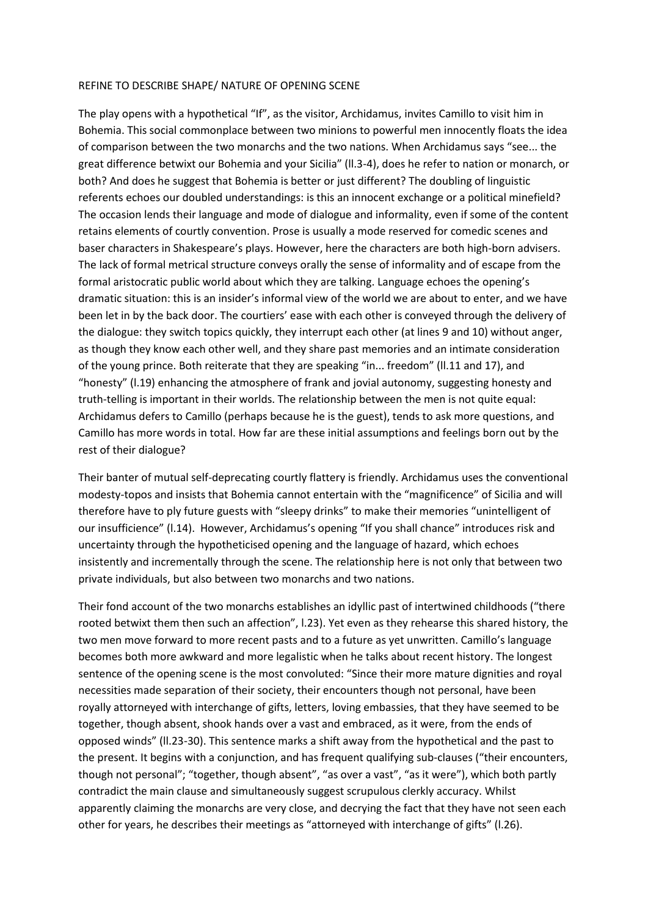REFINE TO DESCRIBE SHAPE/ NATURE OF OPENING SCENE

The play opens with a hypothetical "If", as the visitor, Archidamus, invites Camillo to visit him in Bohemia. This social commonplace between two minions to powerful men innocently floats the idea of comparison between the two monarchs and the two nations. When Archidamus says "see... the great difference betwixt our Bohemia and your Sicilia" (ll.3-4), does he refer to nation or monarch, or both? And does he suggest that Bohemia is better or just different? The doubling of linguistic referents echoes our doubled understandings: is this an innocent exchange or a political minefield? The occasion lends their language and mode of dialogue and informality, even if some of the content retains elements of courtly convention. Prose is usually a mode reserved for comedic scenes and baser characters in Shakespeare's plays. However, here the characters are both high-born advisers. The lack of formal metrical structure conveys orally the sense of informality and of escape from the formal aristocratic public world about which they are talking. Language echoes the opening's dramatic situation: this is an insider's informal view of the world we are about to enter, and we have been let in by the back door. The courtiers' ease with each other is conveyed through the delivery of the dialogue: they switch topics quickly, they interrupt each other (at lines 9 and 10) without anger, as though they know each other well, and they share past memories and an intimate consideration of the young prince. Both reiterate that they are speaking "in... freedom" (ll.11 and 17), and "honesty" (l.19) enhancing the atmosphere of frank and jovial autonomy, suggesting honesty and truth-telling is important in their worlds. The relationship between the men is not quite equal: Archidamus defers to Camillo (perhaps because he is the guest), tends to ask more questions, and Camillo has more words in total. How far are these initial assumptions and feelings born out by the rest of their dialogue?

Their banter of mutual self-deprecating courtly flattery is friendly. Archidamus uses the conventional modesty-topos and insists that Bohemia cannot entertain with the "magnificence" of Sicilia and will therefore have to ply future guests with "sleepy drinks" to make their memories "unintelligent of our insufficience" (l.14). However, Archidamus's opening "If you shall chance" introduces risk and uncertainty through the hypotheticised opening and the language of hazard, which echoes insistently and incrementally through the scene. The relationship here is not only that between two private individuals, but also between two monarchs and two nations.

Their fond account of the two monarchs establishes an idyllic past of intertwined childhoods ("there rooted betwixt them then such an affection", l.23). Yet even as they rehearse this shared history, the two men move forward to more recent pasts and to a future as yet unwritten. Camillo's language becomes both more awkward and more legalistic when he talks about recent history. The longest sentence of the opening scene is the most convoluted: "Since their more mature dignities and royal necessities made separation of their society, their encounters though not personal, have been royally attorneyed with interchange of gifts, letters, loving embassies, that they have seemed to be together, though absent, shook hands over a vast and embraced, as it were, from the ends of opposed winds" (ll.23-30). This sentence marks a shift away from the hypothetical and the past to the present. It begins with a conjunction, and has frequent qualifying sub-clauses ("their encounters, though not personal"; "together, though absent", "as over a vast", "as it were"), which both partly contradict the main clause and simultaneously suggest scrupulous clerkly accuracy. Whilst apparently claiming the monarchs are very close, and decrying the fact that they have not seen each other for years, he describes their meetings as "attorneyed with interchange of gifts" (l.26).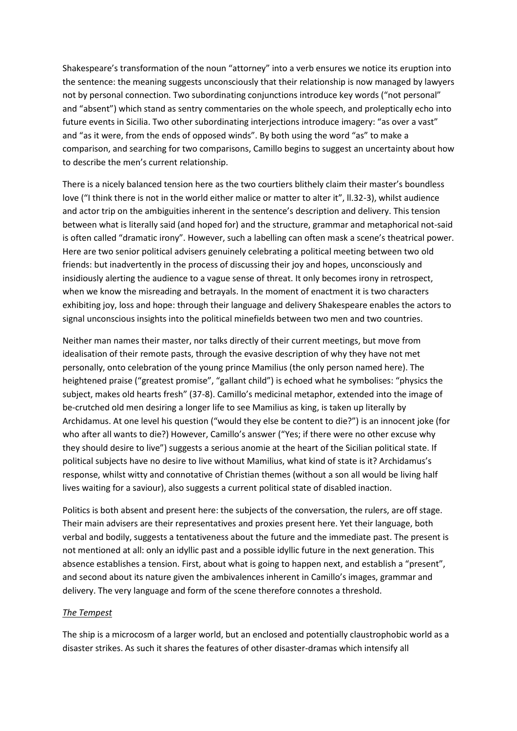Shakespeare's transformation of the noun "attorney" into a verb ensures we notice its eruption into the sentence: the meaning suggests unconsciously that their relationship is now managed by lawyers not by personal connection. Two subordinating conjunctions introduce key words ("not personal" and "absent") which stand as sentry commentaries on the whole speech, and proleptically echo into future events in Sicilia. Two other subordinating interjections introduce imagery: "as over a vast" and "as it were, from the ends of opposed winds". By both using the word "as" to make a comparison, and searching for two comparisons, Camillo begins to suggest an uncertainty about how to describe the men's current relationship.

There is a nicely balanced tension here as the two courtiers blithely claim their master's boundless love ("I think there is not in the world either malice or matter to alter it", ll.32-3), whilst audience and actor trip on the ambiguities inherent in the sentence's description and delivery. This tension between what is literally said (and hoped for) and the structure, grammar and metaphorical not-said is often called "dramatic irony". However, such a labelling can often mask a scene's theatrical power. Here are two senior political advisers genuinely celebrating a political meeting between two old friends: but inadvertently in the process of discussing their joy and hopes, unconsciously and insidiously alerting the audience to a vague sense of threat. It only becomes irony in retrospect, when we know the misreading and betrayals. In the moment of enactment it is two characters exhibiting joy, loss and hope: through their language and delivery Shakespeare enables the actors to signal unconscious insights into the political minefields between two men and two countries.

Neither man names their master, nor talks directly of their current meetings, but move from idealisation of their remote pasts, through the evasive description of why they have not met personally, onto celebration of the young prince Mamilius (the only person named here). The heightened praise ("greatest promise", "gallant child") is echoed what he symbolises: "physics the subject, makes old hearts fresh" (37-8). Camillo's medicinal metaphor, extended into the image of be-crutched old men desiring a longer life to see Mamilius as king, is taken up literally by Archidamus. At one level his question ("would they else be content to die?") is an innocent joke (for who after all wants to die?) However, Camillo's answer ("Yes; if there were no other excuse why they should desire to live") suggests a serious anomie at the heart of the Sicilian political state. If political subjects have no desire to live without Mamilius, what kind of state is it? Archidamus's response, whilst witty and connotative of Christian themes (without a son all would be living half lives waiting for a saviour), also suggests a current political state of disabled inaction.

Politics is both absent and present here: the subjects of the conversation, the rulers, are off stage. Their main advisers are their representatives and proxies present here. Yet their language, both verbal and bodily, suggests a tentativeness about the future and the immediate past. The present is not mentioned at all: only an idyllic past and a possible idyllic future in the next generation. This absence establishes a tension. First, about what is going to happen next, and establish a "present", and second about its nature given the ambivalences inherent in Camillo's images, grammar and delivery. The very language and form of the scene therefore connotes a threshold.

*The Tempest*

The ship is a microcosm of a larger world, but an enclosed and potentially claustrophobic world as a disaster strikes. As such it shares the features of other disaster-dramas which intensify all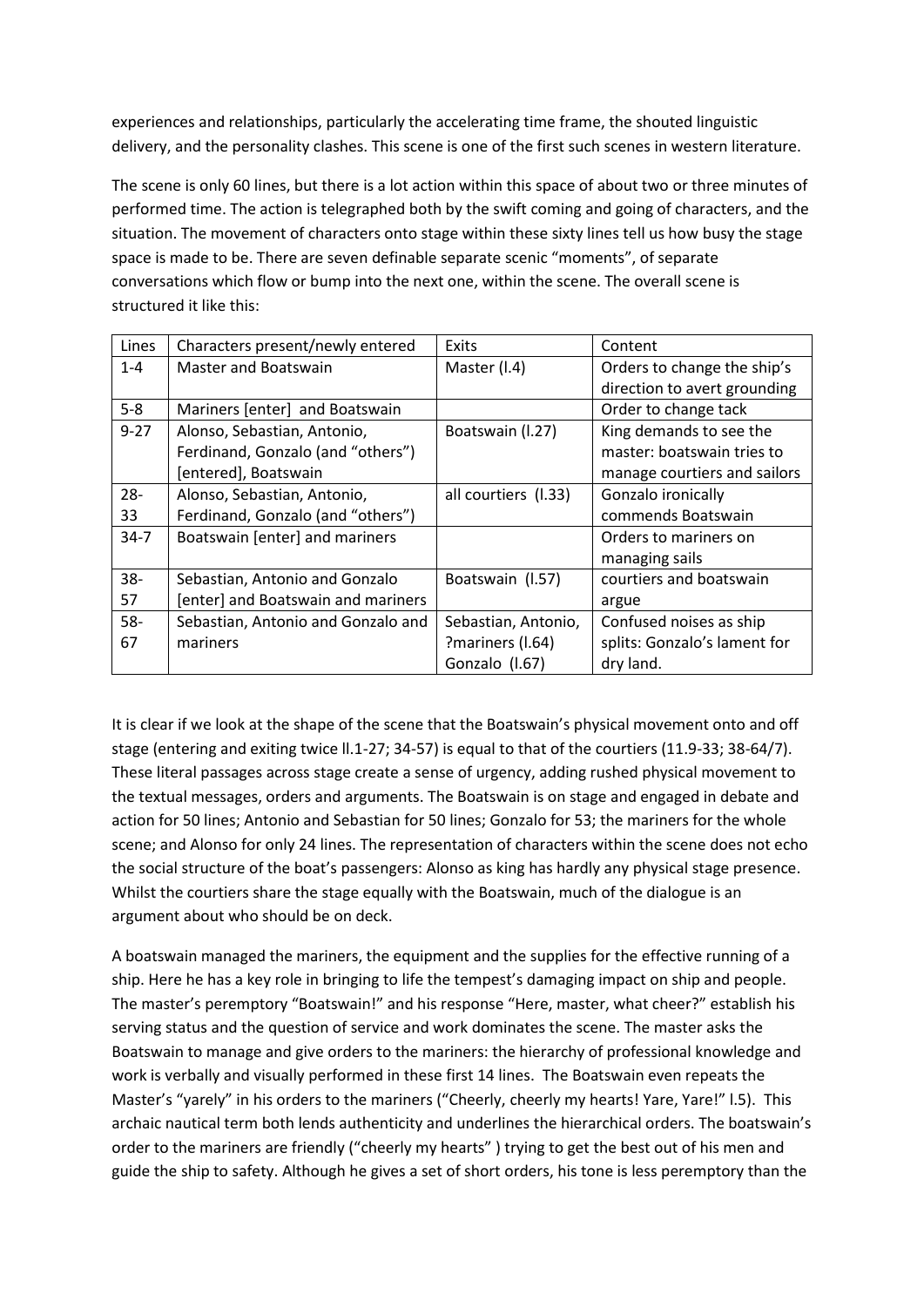experiences and relationships, particularly the accelerating time frame, the shouted linguistic delivery, and the personality clashes. This scene is one of the first such scenes in western literature.

The scene is only 60 lines, but there is a lot action within this space of about two or three minutes of performed time. The action is telegraphed both by the swift coming and going of characters, and the situation. The movement of characters onto stage within these sixty lines tell us how busy the stage space is made to be. There are seven definable separate scenic "moments", of separate conversations which flow or bump into the next one, within the scene. The overall scene is structured it like this:

| Lines | Characters present/newly entered | Exits | Content |
|---|---|---|---|
| 1-4 | Master and Boatswain | Master (l.4) | Orders to change the ship's direction to avert grounding |
| 5-8 | Mariners [enter] and Boatswain | | Order to change tack |
| 9-27 | Alonso, Sebastian, Antonio, Ferdinand, Gonzalo (and "others") [entered], Boatswain | Boatswain (l.27) | King demands to see the master: boatswain tries to manage courtiers and sailors |
| 28-33 | Alonso, Sebastian, Antonio, Ferdinand, Gonzalo (and "others") | all courtiers (l.33) | Gonzalo ironically commends Boatswain |
| 34-7 | Boatswain [enter] and mariners | | Orders to mariners on managing sails |
| 38-57 | Sebastian, Antonio and Gonzalo [enter] and Boatswain and mariners | Boatswain (l.57) | courtiers and boatswain argue |
| 58-67 | Sebastian, Antonio and Gonzalo and mariners | Sebastian, Antonio, ?mariners (l.64) Gonzalo (l.67) | Confused noises as ship splits: Gonzalo's lament for dry land. |

It is clear if we look at the shape of the scene that the Boatswain's physical movement onto and off stage (entering and exiting twice ll.1-27; 34-57) is equal to that of the courtiers (11.9-33; 38-64/7). These literal passages across stage create a sense of urgency, adding rushed physical movement to the textual messages, orders and arguments. The Boatswain is on stage and engaged in debate and action for 50 lines; Antonio and Sebastian for 50 lines; Gonzalo for 53; the mariners for the whole scene; and Alonso for only 24 lines. The representation of characters within the scene does not echo the social structure of the boat's passengers: Alonso as king has hardly any physical stage presence. Whilst the courtiers share the stage equally with the Boatswain, much of the dialogue is an argument about who should be on deck.

A boatswain managed the mariners, the equipment and the supplies for the effective running of a ship. Here he has a key role in bringing to life the tempest's damaging impact on ship and people. The master's peremptory "Boatswain!" and his response "Here, master, what cheer?" establish his serving status and the question of service and work dominates the scene. The master asks the Boatswain to manage and give orders to the mariners: the hierarchy of professional knowledge and work is verbally and visually performed in these first 14 lines. The Boatswain even repeats the Master's "yarely" in his orders to the mariners ("Cheerly, cheerly my hearts! Yare, Yare!" l.5). This archaic nautical term both lends authenticity and underlines the hierarchical orders. The boatswain's order to the mariners are friendly ("cheerly my hearts" ) trying to get the best out of his men and guide the ship to safety. Although he gives a set of short orders, his tone is less peremptory than the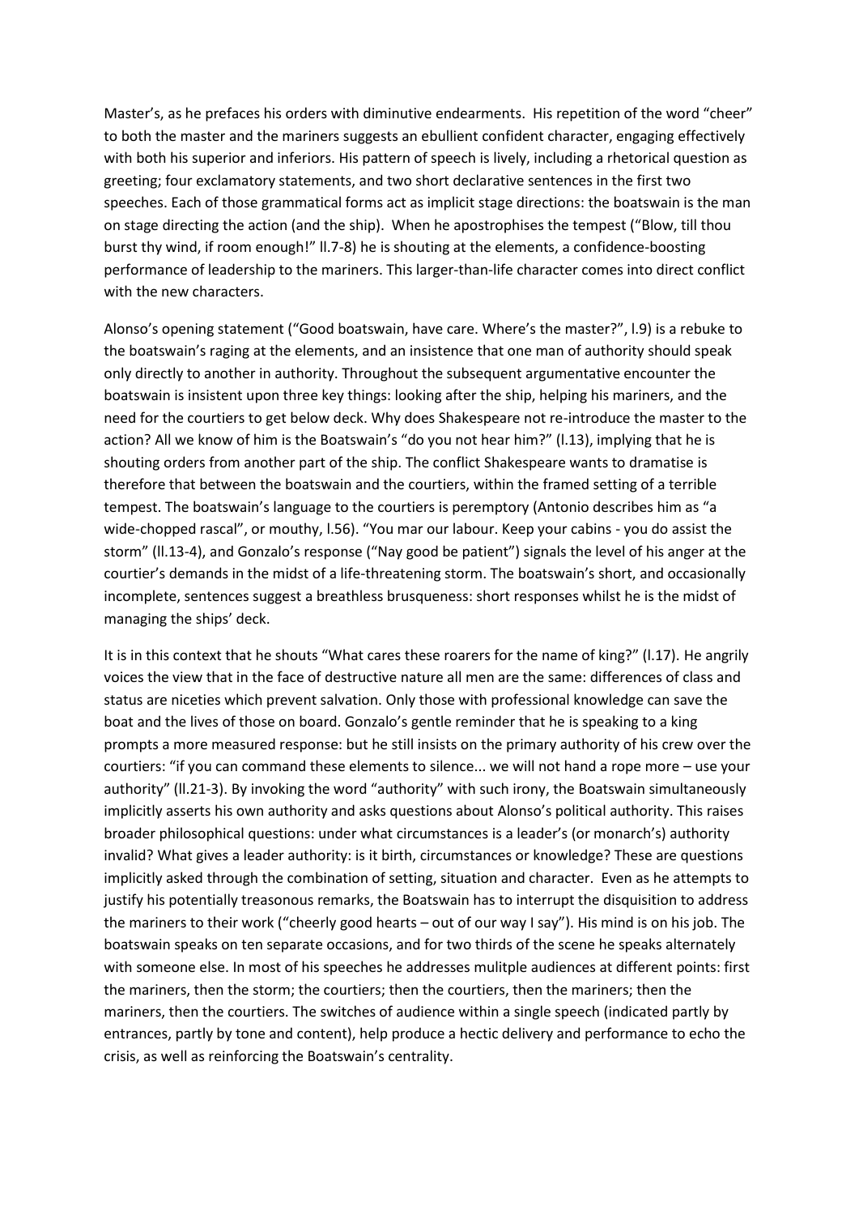Master's, as he prefaces his orders with diminutive endearments. His repetition of the word "cheer" to both the master and the mariners suggests an ebullient confident character, engaging effectively with both his superior and inferiors. His pattern of speech is lively, including a rhetorical question as greeting; four exclamatory statements, and two short declarative sentences in the first two speeches. Each of those grammatical forms act as implicit stage directions: the boatswain is the man on stage directing the action (and the ship). When he apostrophises the tempest ("Blow, till thou burst thy wind, if room enough!" ll.7-8) he is shouting at the elements, a confidence-boosting performance of leadership to the mariners. This larger-than-life character comes into direct conflict with the new characters.

Alonso's opening statement ("Good boatswain, have care. Where's the master?", l.9) is a rebuke to the boatswain's raging at the elements, and an insistence that one man of authority should speak only directly to another in authority. Throughout the subsequent argumentative encounter the boatswain is insistent upon three key things: looking after the ship, helping his mariners, and the need for the courtiers to get below deck. Why does Shakespeare not re-introduce the master to the action? All we know of him is the Boatswain's "do you not hear him?" (l.13), implying that he is shouting orders from another part of the ship. The conflict Shakespeare wants to dramatise is therefore that between the boatswain and the courtiers, within the framed setting of a terrible tempest. The boatswain's language to the courtiers is peremptory (Antonio describes him as "a wide-chopped rascal", or mouthy, l.56). "You mar our labour. Keep your cabins - you do assist the storm" (ll.13-4), and Gonzalo's response ("Nay good be patient") signals the level of his anger at the courtier's demands in the midst of a life-threatening storm. The boatswain's short, and occasionally incomplete, sentences suggest a breathless brusqueness: short responses whilst he is the midst of managing the ships' deck.

It is in this context that he shouts "What cares these roarers for the name of king?" (l.17). He angrily voices the view that in the face of destructive nature all men are the same: differences of class and status are niceties which prevent salvation. Only those with professional knowledge can save the boat and the lives of those on board. Gonzalo's gentle reminder that he is speaking to a king prompts a more measured response: but he still insists on the primary authority of his crew over the courtiers: "if you can command these elements to silence... we will not hand a rope more – use your authority" (ll.21-3). By invoking the word "authority" with such irony, the Boatswain simultaneously implicitly asserts his own authority and asks questions about Alonso's political authority. This raises broader philosophical questions: under what circumstances is a leader's (or monarch's) authority invalid? What gives a leader authority: is it birth, circumstances or knowledge? These are questions implicitly asked through the combination of setting, situation and character. Even as he attempts to justify his potentially treasonous remarks, the Boatswain has to interrupt the disquisition to address the mariners to their work ("cheerly good hearts – out of our way I say"). His mind is on his job. The boatswain speaks on ten separate occasions, and for two thirds of the scene he speaks alternately with someone else. In most of his speeches he addresses mulitple audiences at different points: first the mariners, then the storm; the courtiers; then the courtiers, then the mariners; then the mariners, then the courtiers. The switches of audience within a single speech (indicated partly by entrances, partly by tone and content), help produce a hectic delivery and performance to echo the crisis, as well as reinforcing the Boatswain's centrality.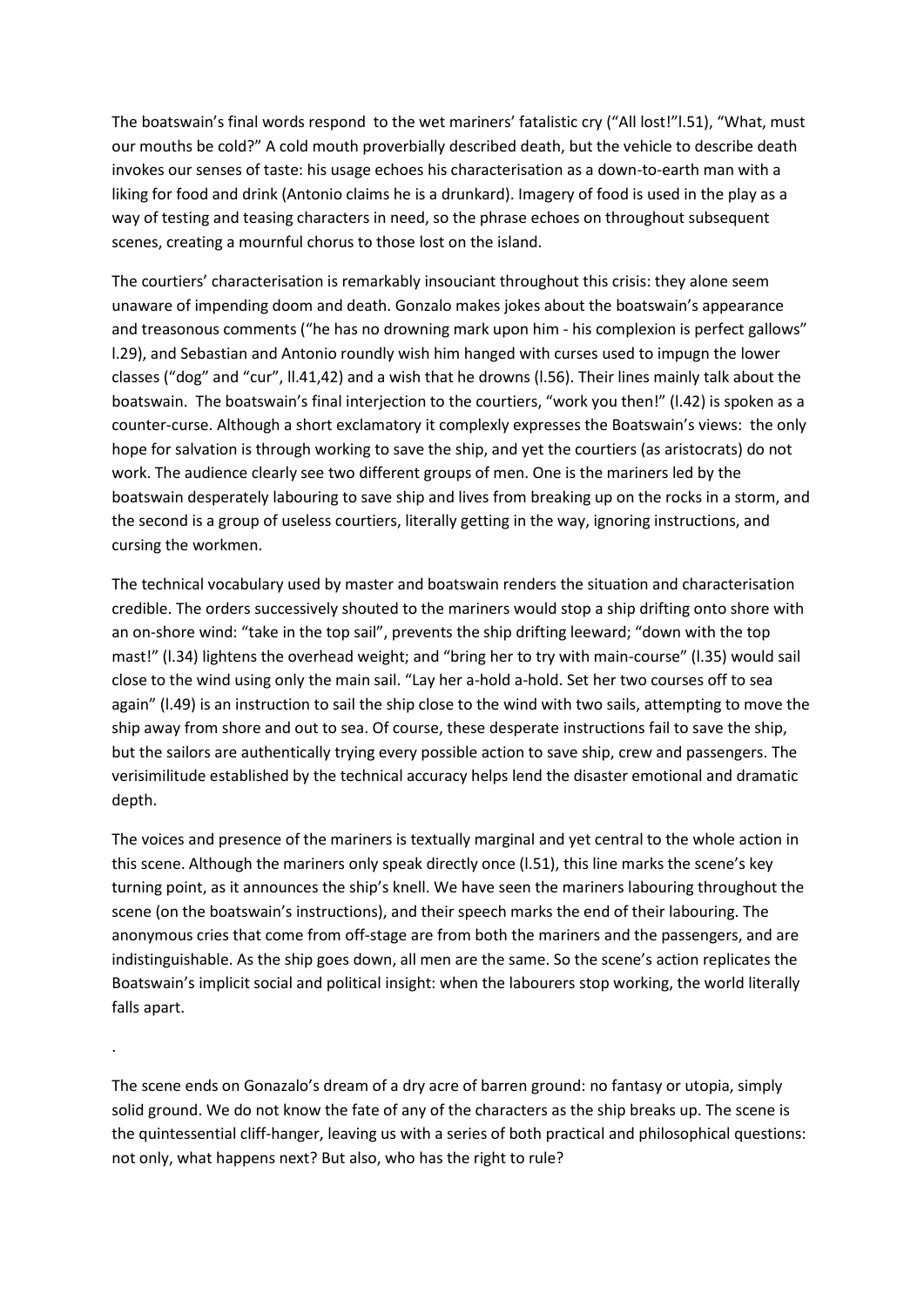The boatswain's final words respond  to the wet mariners' fatalistic cry ("All lost!"l.51), "What, must our mouths be cold?" A cold mouth proverbially described death, but the vehicle to describe death invokes our senses of taste: his usage echoes his characterisation as a down-to-earth man with a liking for food and drink (Antonio claims he is a drunkard). Imagery of food is used in the play as a way of testing and teasing characters in need, so the phrase echoes on throughout subsequent scenes, creating a mournful chorus to those lost on the island.

The courtiers' characterisation is remarkably insouciant throughout this crisis: they alone seem unaware of impending doom and death. Gonzalo makes jokes about the boatswain's appearance and treasonous comments ("he has no drowning mark upon him - his complexion is perfect gallows" l.29), and Sebastian and Antonio roundly wish him hanged with curses used to impugn the lower classes ("dog" and "cur", ll.41,42) and a wish that he drowns (l.56). Their lines mainly talk about the boatswain.  The boatswain's final interjection to the courtiers, "work you then!" (l.42) is spoken as a counter-curse. Although a short exclamatory it complexly expresses the Boatswain's views:  the only hope for salvation is through working to save the ship, and yet the courtiers (as aristocrats) do not work. The audience clearly see two different groups of men. One is the mariners led by the boatswain desperately labouring to save ship and lives from breaking up on the rocks in a storm, and the second is a group of useless courtiers, literally getting in the way, ignoring instructions, and cursing the workmen.

The technical vocabulary used by master and boatswain renders the situation and characterisation credible. The orders successively shouted to the mariners would stop a ship drifting onto shore with an on-shore wind: "take in the top sail", prevents the ship drifting leeward; "down with the top mast!" (l.34) lightens the overhead weight; and "bring her to try with main-course" (l.35) would sail close to the wind using only the main sail. "Lay her a-hold a-hold. Set her two courses off to sea again" (l.49) is an instruction to sail the ship close to the wind with two sails, attempting to move the ship away from shore and out to sea. Of course, these desperate instructions fail to save the ship, but the sailors are authentically trying every possible action to save ship, crew and passengers. The verisimilitude established by the technical accuracy helps lend the disaster emotional and dramatic depth.

The voices and presence of the mariners is textually marginal and yet central to the whole action in this scene. Although the mariners only speak directly once (l.51), this line marks the scene's key turning point, as it announces the ship's knell. We have seen the mariners labouring throughout the scene (on the boatswain's instructions), and their speech marks the end of their labouring. The anonymous cries that come from off-stage are from both the mariners and the passengers, and are indistinguishable. As the ship goes down, all men are the same. So the scene's action replicates the Boatswain's implicit social and political insight: when the labourers stop working, the world literally falls apart.

.

The scene ends on Gonazalo's dream of a dry acre of barren ground: no fantasy or utopia, simply solid ground. We do not know the fate of any of the characters as the ship breaks up. The scene is the quintessential cliff-hanger, leaving us with a series of both practical and philosophical questions: not only, what happens next? But also, who has the right to rule?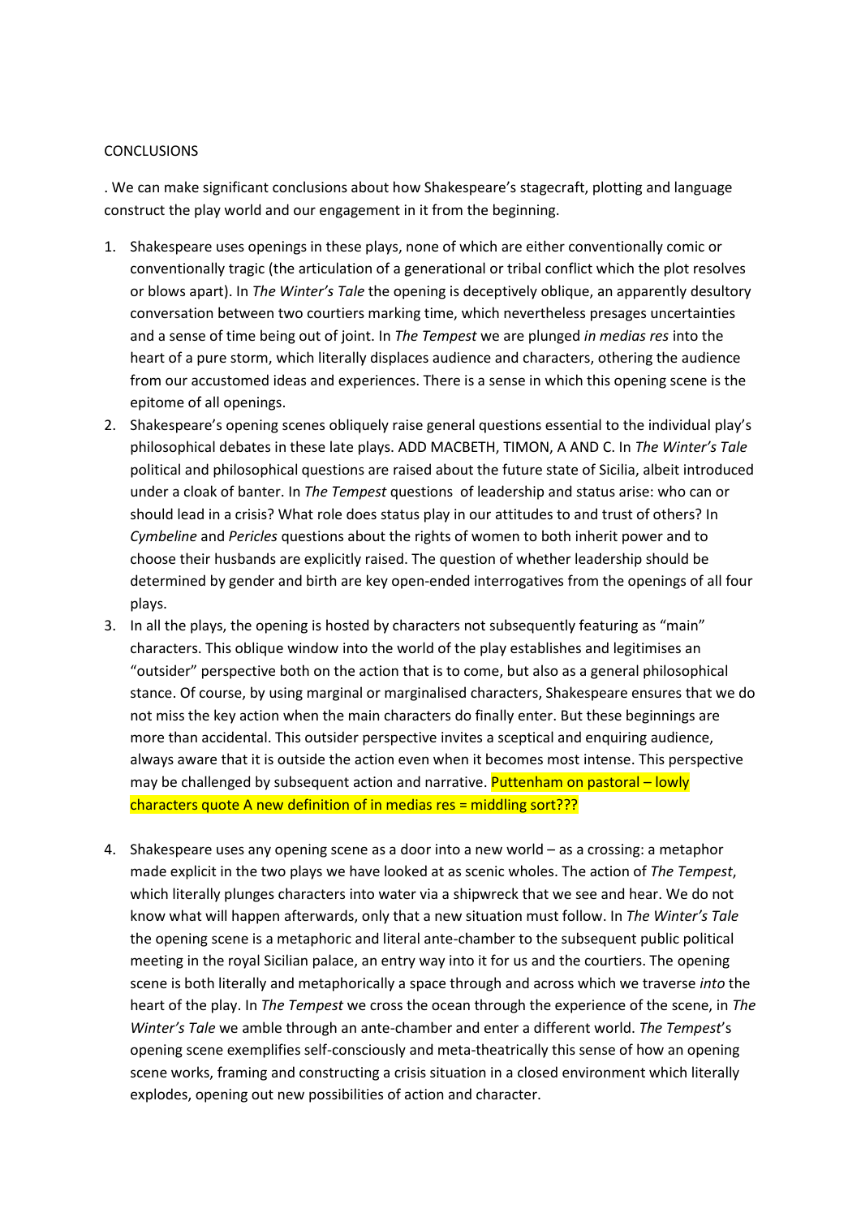CONCLUSIONS

. We can make significant conclusions about how Shakespeare's stagecraft, plotting and language construct the play world and our engagement in it from the beginning.

1. Shakespeare uses openings in these plays, none of which are either conventionally comic or conventionally tragic (the articulation of a generational or tribal conflict which the plot resolves or blows apart). In *The Winter's Tale* the opening is deceptively oblique, an apparently desultory conversation between two courtiers marking time, which nevertheless presages uncertainties and a sense of time being out of joint. In *The Tempest* we are plunged *in medias res* into the heart of a pure storm, which literally displaces audience and characters, othering the audience from our accustomed ideas and experiences. There is a sense in which this opening scene is the epitome of all openings.
2. Shakespeare's opening scenes obliquely raise general questions essential to the individual play's philosophical debates in these late plays. ADD MACBETH, TIMON, A AND C. In *The Winter's Tale* political and philosophical questions are raised about the future state of Sicilia, albeit introduced under a cloak of banter. In *The Tempest* questions of leadership and status arise: who can or should lead in a crisis? What role does status play in our attitudes to and trust of others? In *Cymbeline* and *Pericles* questions about the rights of women to both inherit power and to choose their husbands are explicitly raised. The question of whether leadership should be determined by gender and birth are key open-ended interrogatives from the openings of all four plays.
3. In all the plays, the opening is hosted by characters not subsequently featuring as "main" characters. This oblique window into the world of the play establishes and legitimises an "outsider" perspective both on the action that is to come, but also as a general philosophical stance. Of course, by using marginal or marginalised characters, Shakespeare ensures that we do not miss the key action when the main characters do finally enter. But these beginnings are more than accidental. This outsider perspective invites a sceptical and enquiring audience, always aware that it is outside the action even when it becomes most intense. This perspective may be challenged by subsequent action and narrative. Puttenham on pastoral – lowly characters quote A new definition of in medias res = middling sort???
4. Shakespeare uses any opening scene as a door into a new world – as a crossing: a metaphor made explicit in the two plays we have looked at as scenic wholes. The action of *The Tempest*, which literally plunges characters into water via a shipwreck that we see and hear. We do not know what will happen afterwards, only that a new situation must follow. In *The Winter's Tale* the opening scene is a metaphoric and literal ante-chamber to the subsequent public political meeting in the royal Sicilian palace, an entry way into it for us and the courtiers. The opening scene is both literally and metaphorically a space through and across which we traverse *into* the heart of the play. In *The Tempest* we cross the ocean through the experience of the scene, in *The Winter's Tale* we amble through an ante-chamber and enter a different world. *The Tempest*'s opening scene exemplifies self-consciously and meta-theatrically this sense of how an opening scene works, framing and constructing a crisis situation in a closed environment which literally explodes, opening out new possibilities of action and character.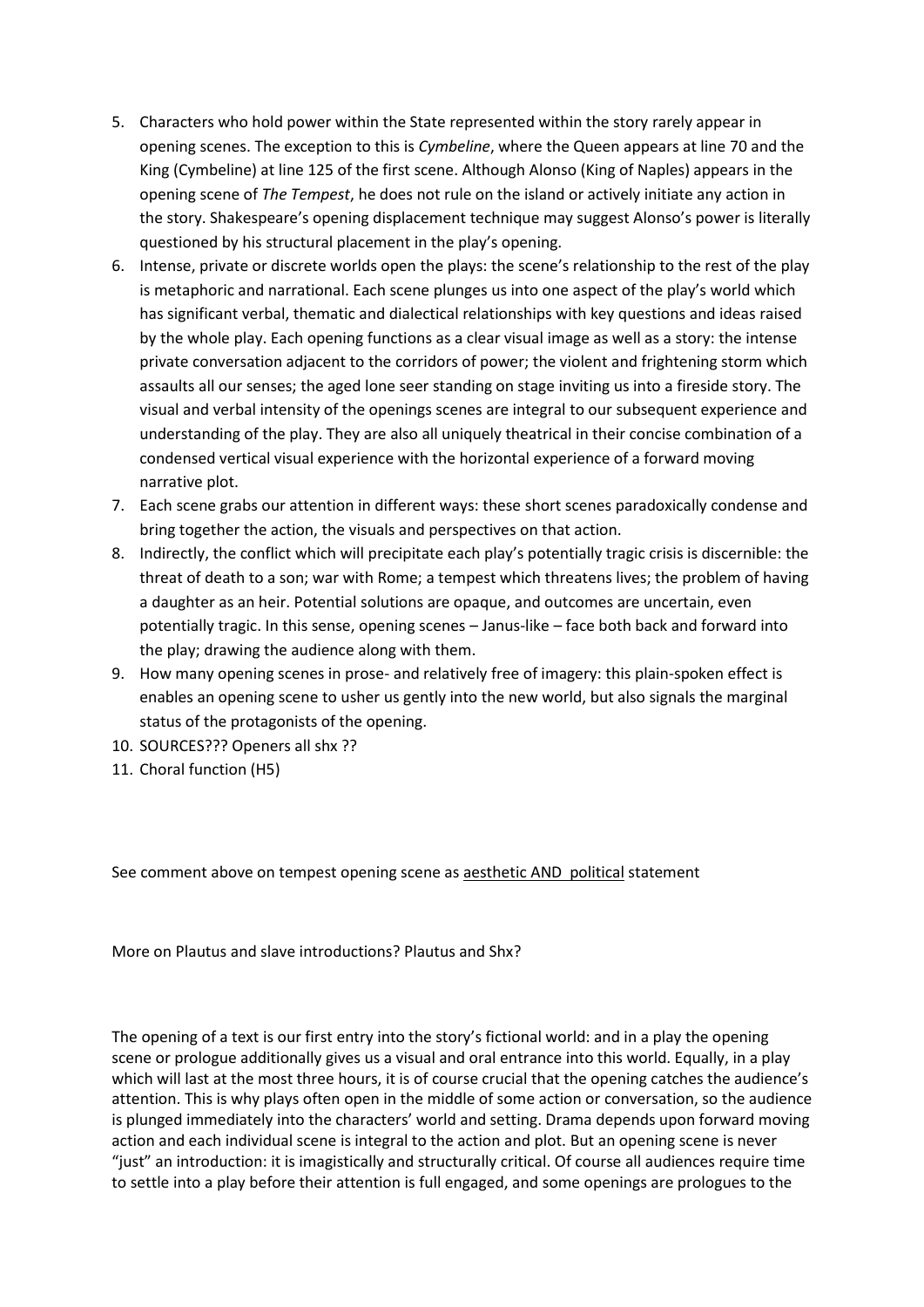5. Characters who hold power within the State represented within the story rarely appear in opening scenes. The exception to this is *Cymbeline*, where the Queen appears at line 70 and the King (Cymbeline) at line 125 of the first scene. Although Alonso (King of Naples) appears in the opening scene of *The Tempest*, he does not rule on the island or actively initiate any action in the story. Shakespeare's opening displacement technique may suggest Alonso's power is literally questioned by his structural placement in the play's opening.
6. Intense, private or discrete worlds open the plays: the scene's relationship to the rest of the play is metaphoric and narrational. Each scene plunges us into one aspect of the play's world which has significant verbal, thematic and dialectical relationships with key questions and ideas raised by the whole play. Each opening functions as a clear visual image as well as a story: the intense private conversation adjacent to the corridors of power; the violent and frightening storm which assaults all our senses; the aged lone seer standing on stage inviting us into a fireside story. The visual and verbal intensity of the openings scenes are integral to our subsequent experience and understanding of the play. They are also all uniquely theatrical in their concise combination of a condensed vertical visual experience with the horizontal experience of a forward moving narrative plot.
7. Each scene grabs our attention in different ways: these short scenes paradoxically condense and bring together the action, the visuals and perspectives on that action.
8. Indirectly, the conflict which will precipitate each play's potentially tragic crisis is discernible: the threat of death to a son; war with Rome; a tempest which threatens lives; the problem of having a daughter as an heir. Potential solutions are opaque, and outcomes are uncertain, even potentially tragic. In this sense, opening scenes – Janus-like – face both back and forward into the play; drawing the audience along with them.
9. How many opening scenes in prose- and relatively free of imagery: this plain-spoken effect is enables an opening scene to usher us gently into the new world, but also signals the marginal status of the protagonists of the opening.
10. SOURCES??? Openers all shx ??
11. Choral function (H5)

See comment above on tempest opening scene as <u>aesthetic AND political</u> statement

More on Plautus and slave introductions? Plautus and Shx?

The opening of a text is our first entry into the story's fictional world: and in a play the opening scene or prologue additionally gives us a visual and oral entrance into this world. Equally, in a play which will last at the most three hours, it is of course crucial that the opening catches the audience's attention. This is why plays often open in the middle of some action or conversation, so the audience is plunged immediately into the characters' world and setting. Drama depends upon forward moving action and each individual scene is integral to the action and plot. But an opening scene is never "just" an introduction: it is imagistically and structurally critical. Of course all audiences require time to settle into a play before their attention is full engaged, and some openings are prologues to the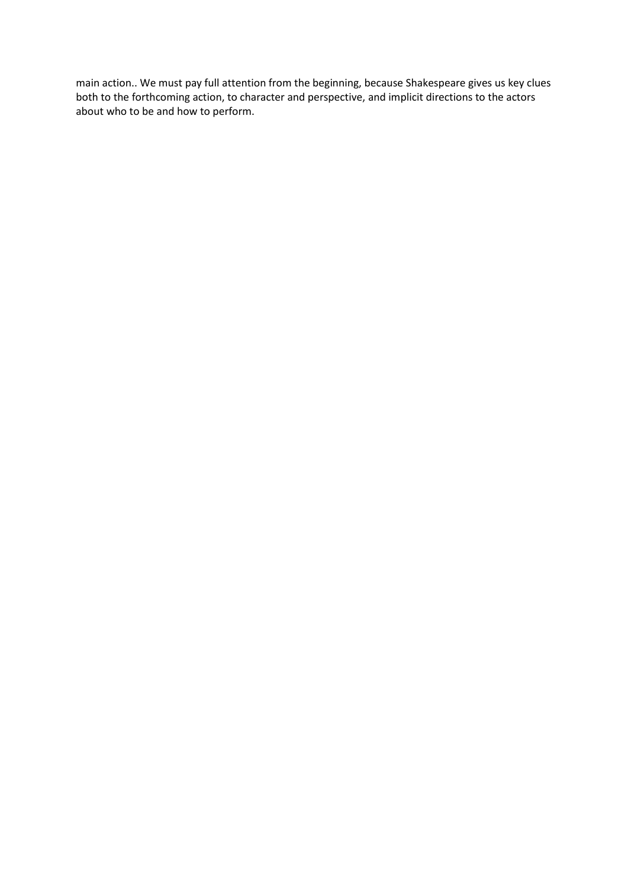main action.. We must pay full attention from the beginning, because Shakespeare gives us key clues both to the forthcoming action, to character and perspective, and implicit directions to the actors about who to be and how to perform.